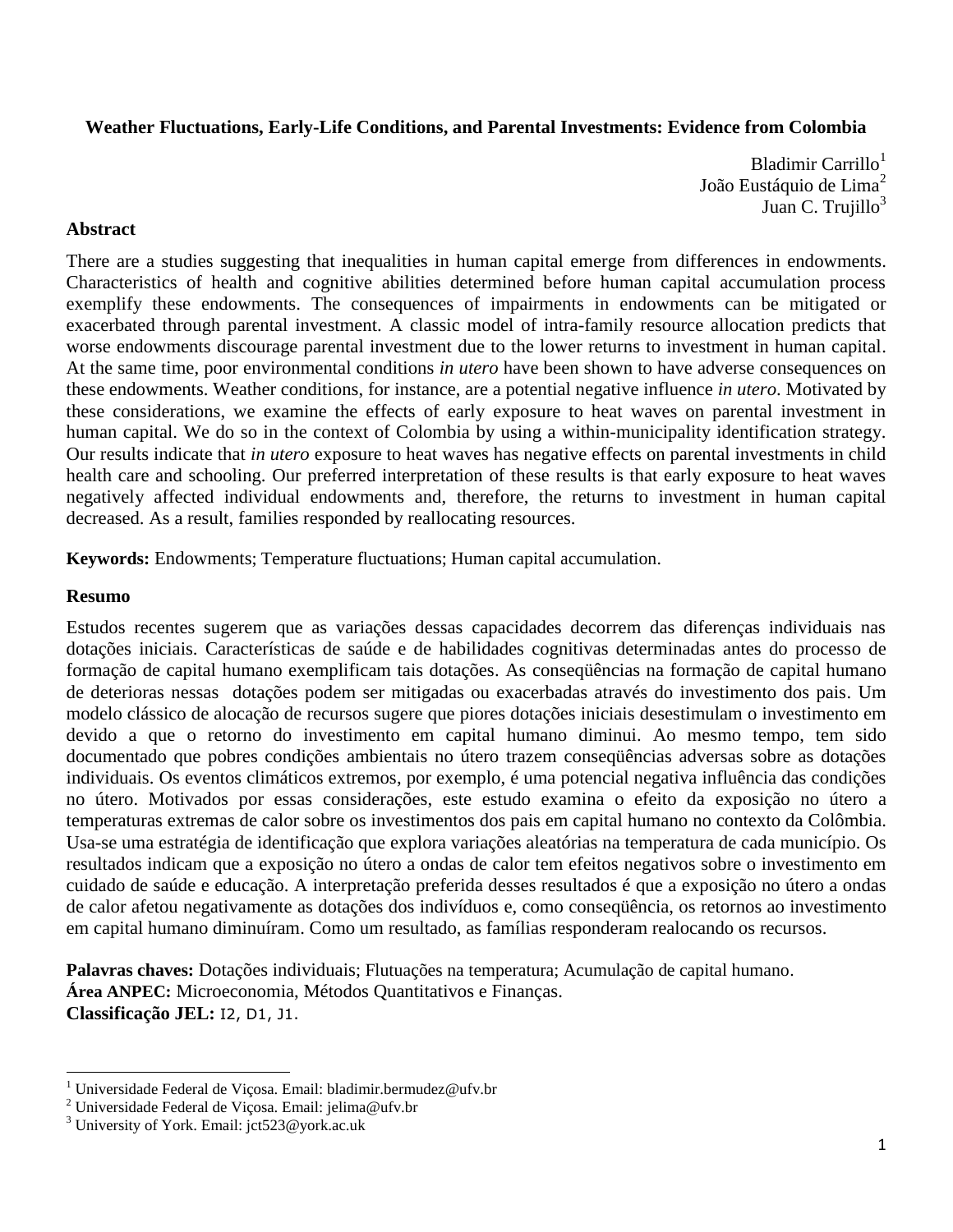# Weather Fluctuations, Early-Life Conditions, and Parental Investments: Evidence from Colombia

Bladimir Carrillo[1]
João Eustáquio de Lima[2]
Juan C. Trujillo[3]

## Abstract

There are a studies suggesting that inequalities in human capital emerge from differences in endowments. Characteristics of health and cognitive abilities determined before human capital accumulation process exemplify these endowments. The consequences of impairments in endowments can be mitigated or exacerbated through parental investment. A classic model of intra-family resource allocation predicts that worse endowments discourage parental investment due to the lower returns to investment in human capital. At the same time, poor environmental conditions *in utero* have been shown to have adverse consequences on these endowments. Weather conditions, for instance, are a potential negative influence *in utero*. Motivated by these considerations, we examine the effects of early exposure to heat waves on parental investment in human capital. We do so in the context of Colombia by using a within-municipality identification strategy. Our results indicate that *in utero* exposure to heat waves has negative effects on parental investments in child health care and schooling. Our preferred interpretation of these results is that early exposure to heat waves negatively affected individual endowments and, therefore, the returns to investment in human capital decreased. As a result, families responded by reallocating resources.

**Keywords:** Endowments; Temperature fluctuations; Human capital accumulation.

## Resumo

Estudos recentes sugerem que as variações dessas capacidades decorrem das diferenças individuais nas dotações iniciais. Características de saúde e de habilidades cognitivas determinadas antes do processo de formação de capital humano exemplificam tais dotações. As conseqüências na formação de capital humano de deterioras nessas dotações podem ser mitigadas ou exacerbadas através do investimento dos pais. Um modelo clássico de alocação de recursos sugere que piores dotações iniciais desestimulam o investimento em devido a que o retorno do investimento em capital humano diminui. Ao mesmo tempo, tem sido documentado que pobres condições ambientais no útero trazem conseqüências adversas sobre as dotações individuais. Os eventos climáticos extremos, por exemplo, é uma potencial negativa influência das condições no útero. Motivados por essas considerações, este estudo examina o efeito da exposição no útero a temperaturas extremas de calor sobre os investimentos dos pais em capital humano no contexto da Colômbia. Usa-se uma estratégia de identificação que explora variações aleatórias na temperatura de cada município. Os resultados indicam que a exposição no útero a ondas de calor tem efeitos negativos sobre o investimento em cuidado de saúde e educação. A interpretação preferida desses resultados é que a exposição no útero a ondas de calor afetou negativamente as dotações dos indivíduos e, como conseqüência, os retornos ao investimento em capital humano diminuíram. Como um resultado, as famílias responderam realocando os recursos.

**Palavras chaves:** Dotações individuais; Flutuações na temperatura; Acumulação de capital humano.
**Área ANPEC:** Microeconomia, Métodos Quantitativos e Finanças.
**Classificação JEL:** I2, D1, J1.

---

[1] Universidade Federal de Viçosa. Email: bladimir.bermudez@ufv.br
[2] Universidade Federal de Viçosa. Email: jelima@ufv.br
[3] University of York. Email: jct523@york.ac.uk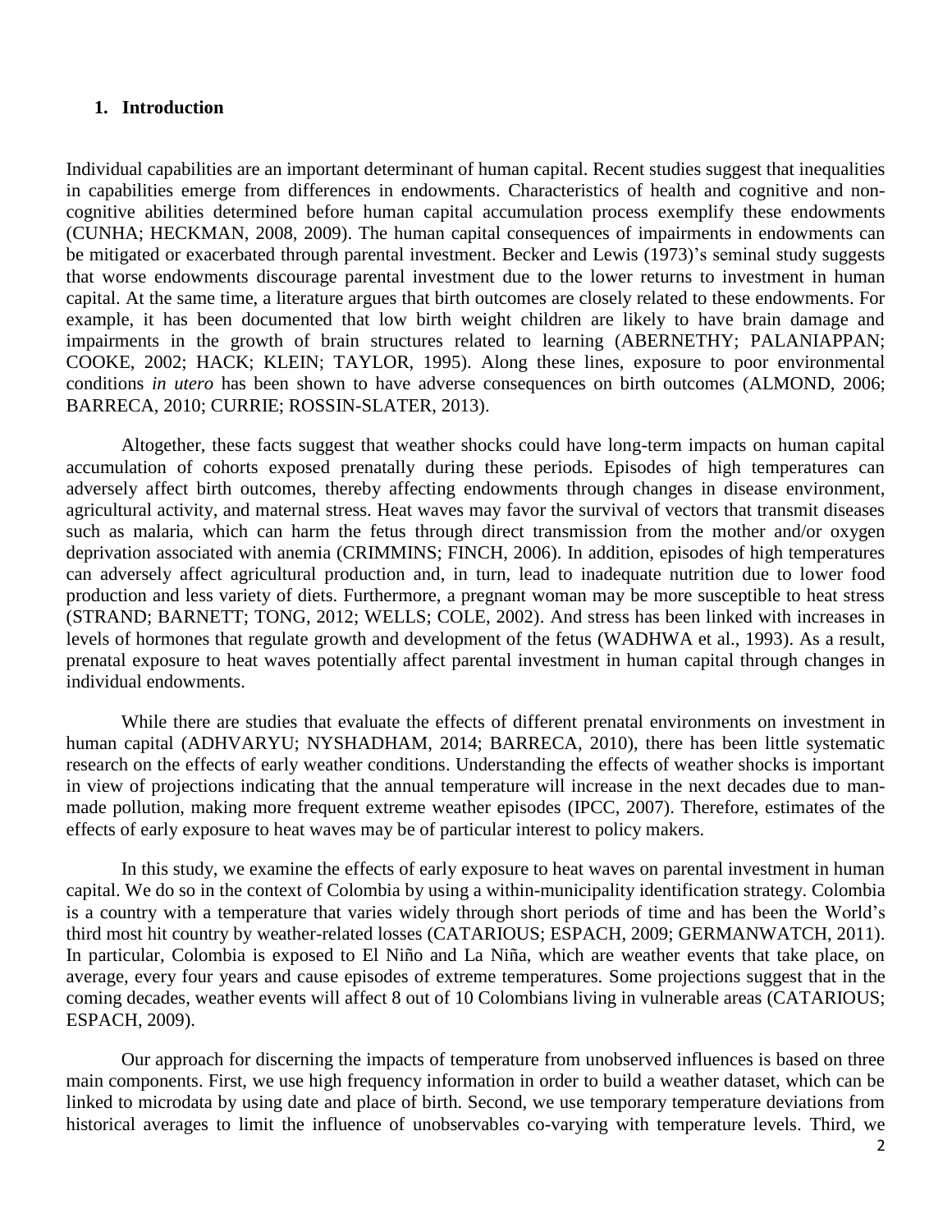## 1. Introduction

Individual capabilities are an important determinant of human capital. Recent studies suggest that inequalities in capabilities emerge from differences in endowments. Characteristics of health and cognitive and non-cognitive abilities determined before human capital accumulation process exemplify these endowments (CUNHA; HECKMAN, 2008, 2009). The human capital consequences of impairments in endowments can be mitigated or exacerbated through parental investment. Becker and Lewis (1973)'s seminal study suggests that worse endowments discourage parental investment due to the lower returns to investment in human capital. At the same time, a literature argues that birth outcomes are closely related to these endowments. For example, it has been documented that low birth weight children are likely to have brain damage and impairments in the growth of brain structures related to learning (ABERNETHY; PALANIAPPAN; COOKE, 2002; HACK; KLEIN; TAYLOR, 1995). Along these lines, exposure to poor environmental conditions *in utero* has been shown to have adverse consequences on birth outcomes (ALMOND, 2006; BARRECA, 2010; CURRIE; ROSSIN-SLATER, 2013).

Altogether, these facts suggest that weather shocks could have long-term impacts on human capital accumulation of cohorts exposed prenatally during these periods. Episodes of high temperatures can adversely affect birth outcomes, thereby affecting endowments through changes in disease environment, agricultural activity, and maternal stress. Heat waves may favor the survival of vectors that transmit diseases such as malaria, which can harm the fetus through direct transmission from the mother and/or oxygen deprivation associated with anemia (CRIMMINS; FINCH, 2006). In addition, episodes of high temperatures can adversely affect agricultural production and, in turn, lead to inadequate nutrition due to lower food production and less variety of diets. Furthermore, a pregnant woman may be more susceptible to heat stress (STRAND; BARNETT; TONG, 2012; WELLS; COLE, 2002). And stress has been linked with increases in levels of hormones that regulate growth and development of the fetus (WADHWA et al., 1993). As a result, prenatal exposure to heat waves potentially affect parental investment in human capital through changes in individual endowments.

While there are studies that evaluate the effects of different prenatal environments on investment in human capital (ADHVARYU; NYSHADHAM, 2014; BARRECA, 2010), there has been little systematic research on the effects of early weather conditions. Understanding the effects of weather shocks is important in view of projections indicating that the annual temperature will increase in the next decades due to man-made pollution, making more frequent extreme weather episodes (IPCC, 2007). Therefore, estimates of the effects of early exposure to heat waves may be of particular interest to policy makers.

In this study, we examine the effects of early exposure to heat waves on parental investment in human capital. We do so in the context of Colombia by using a within-municipality identification strategy. Colombia is a country with a temperature that varies widely through short periods of time and has been the World's third most hit country by weather-related losses (CATARIOUS; ESPACH, 2009; GERMANWATCH, 2011). In particular, Colombia is exposed to El Niño and La Niña, which are weather events that take place, on average, every four years and cause episodes of extreme temperatures. Some projections suggest that in the coming decades, weather events will affect 8 out of 10 Colombians living in vulnerable areas (CATARIOUS; ESPACH, 2009).

Our approach for discerning the impacts of temperature from unobserved influences is based on three main components. First, we use high frequency information in order to build a weather dataset, which can be linked to microdata by using date and place of birth. Second, we use temporary temperature deviations from historical averages to limit the influence of unobservables co-varying with temperature levels. Third, we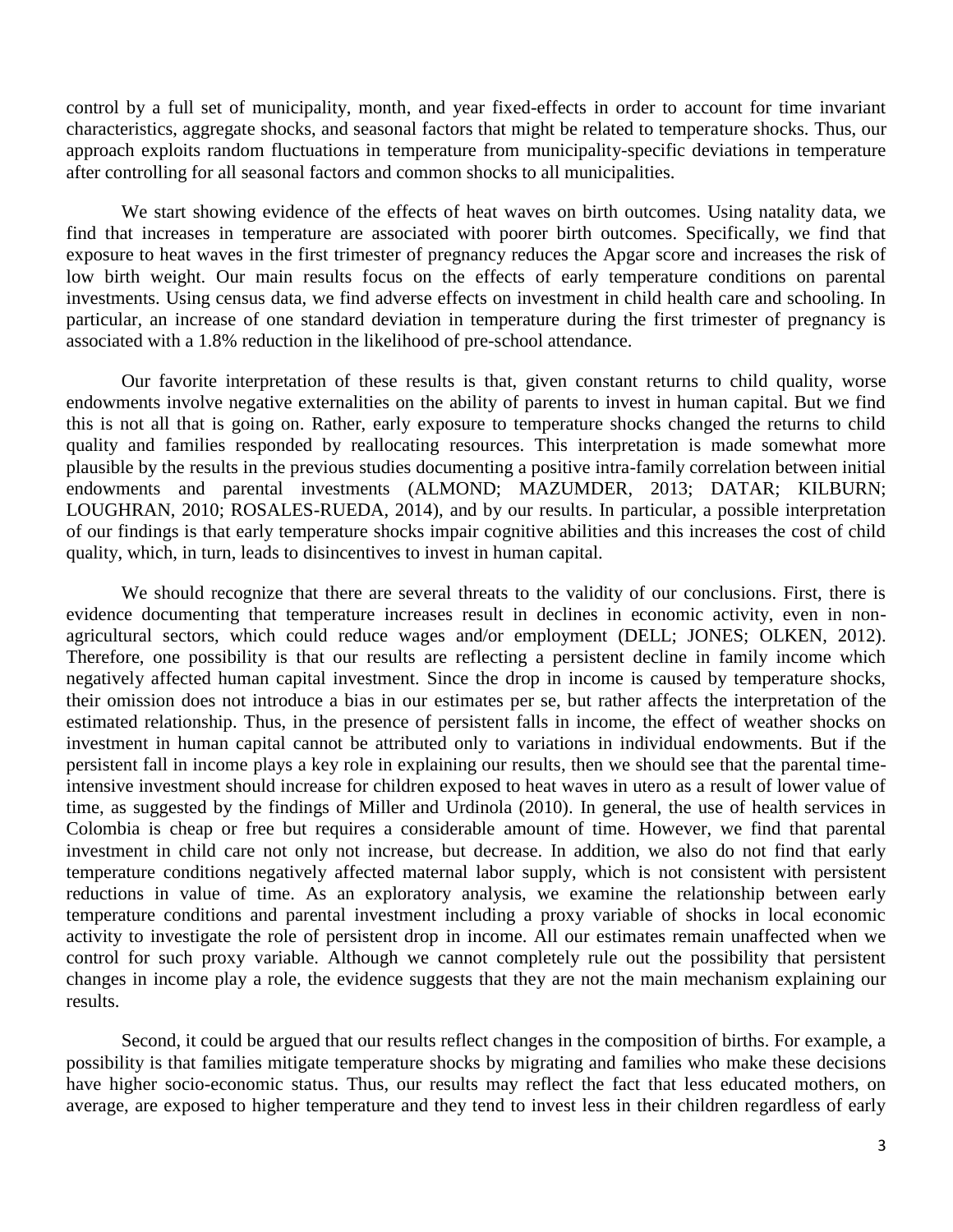control by a full set of municipality, month, and year fixed-effects in order to account for time invariant characteristics, aggregate shocks, and seasonal factors that might be related to temperature shocks. Thus, our approach exploits random fluctuations in temperature from municipality-specific deviations in temperature after controlling for all seasonal factors and common shocks to all municipalities.

We start showing evidence of the effects of heat waves on birth outcomes. Using natality data, we find that increases in temperature are associated with poorer birth outcomes. Specifically, we find that exposure to heat waves in the first trimester of pregnancy reduces the Apgar score and increases the risk of low birth weight. Our main results focus on the effects of early temperature conditions on parental investments. Using census data, we find adverse effects on investment in child health care and schooling. In particular, an increase of one standard deviation in temperature during the first trimester of pregnancy is associated with a 1.8% reduction in the likelihood of pre-school attendance.

Our favorite interpretation of these results is that, given constant returns to child quality, worse endowments involve negative externalities on the ability of parents to invest in human capital. But we find this is not all that is going on. Rather, early exposure to temperature shocks changed the returns to child quality and families responded by reallocating resources. This interpretation is made somewhat more plausible by the results in the previous studies documenting a positive intra-family correlation between initial endowments and parental investments (ALMOND; MAZUMDER, 2013; DATAR; KILBURN; LOUGHRAN, 2010; ROSALES-RUEDA, 2014), and by our results. In particular, a possible interpretation of our findings is that early temperature shocks impair cognitive abilities and this increases the cost of child quality, which, in turn, leads to disincentives to invest in human capital.

We should recognize that there are several threats to the validity of our conclusions. First, there is evidence documenting that temperature increases result in declines in economic activity, even in non-agricultural sectors, which could reduce wages and/or employment (DELL; JONES; OLKEN, 2012). Therefore, one possibility is that our results are reflecting a persistent decline in family income which negatively affected human capital investment. Since the drop in income is caused by temperature shocks, their omission does not introduce a bias in our estimates per se, but rather affects the interpretation of the estimated relationship. Thus, in the presence of persistent falls in income, the effect of weather shocks on investment in human capital cannot be attributed only to variations in individual endowments. But if the persistent fall in income plays a key role in explaining our results, then we should see that the parental time-intensive investment should increase for children exposed to heat waves in utero as a result of lower value of time, as suggested by the findings of Miller and Urdinola (2010). In general, the use of health services in Colombia is cheap or free but requires a considerable amount of time. However, we find that parental investment in child care not only not increase, but decrease. In addition, we also do not find that early temperature conditions negatively affected maternal labor supply, which is not consistent with persistent reductions in value of time. As an exploratory analysis, we examine the relationship between early temperature conditions and parental investment including a proxy variable of shocks in local economic activity to investigate the role of persistent drop in income. All our estimates remain unaffected when we control for such proxy variable. Although we cannot completely rule out the possibility that persistent changes in income play a role, the evidence suggests that they are not the main mechanism explaining our results.

Second, it could be argued that our results reflect changes in the composition of births. For example, a possibility is that families mitigate temperature shocks by migrating and families who make these decisions have higher socio-economic status. Thus, our results may reflect the fact that less educated mothers, on average, are exposed to higher temperature and they tend to invest less in their children regardless of early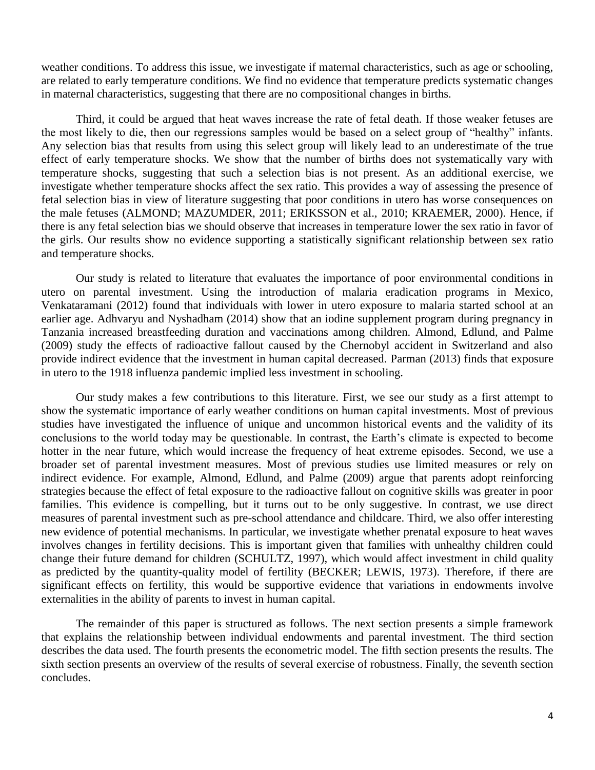weather conditions. To address this issue, we investigate if maternal characteristics, such as age or schooling, are related to early temperature conditions. We find no evidence that temperature predicts systematic changes in maternal characteristics, suggesting that there are no compositional changes in births.

Third, it could be argued that heat waves increase the rate of fetal death. If those weaker fetuses are the most likely to die, then our regressions samples would be based on a select group of "healthy" infants. Any selection bias that results from using this select group will likely lead to an underestimate of the true effect of early temperature shocks. We show that the number of births does not systematically vary with temperature shocks, suggesting that such a selection bias is not present. As an additional exercise, we investigate whether temperature shocks affect the sex ratio. This provides a way of assessing the presence of fetal selection bias in view of literature suggesting that poor conditions in utero has worse consequences on the male fetuses (ALMOND; MAZUMDER, 2011; ERIKSSON et al., 2010; KRAEMER, 2000). Hence, if there is any fetal selection bias we should observe that increases in temperature lower the sex ratio in favor of the girls. Our results show no evidence supporting a statistically significant relationship between sex ratio and temperature shocks.

Our study is related to literature that evaluates the importance of poor environmental conditions in utero on parental investment. Using the introduction of malaria eradication programs in Mexico, Venkataramani (2012) found that individuals with lower in utero exposure to malaria started school at an earlier age. Adhvaryu and Nyshadham (2014) show that an iodine supplement program during pregnancy in Tanzania increased breastfeeding duration and vaccinations among children. Almond, Edlund, and Palme (2009) study the effects of radioactive fallout caused by the Chernobyl accident in Switzerland and also provide indirect evidence that the investment in human capital decreased. Parman (2013) finds that exposure in utero to the 1918 influenza pandemic implied less investment in schooling.

Our study makes a few contributions to this literature. First, we see our study as a first attempt to show the systematic importance of early weather conditions on human capital investments. Most of previous studies have investigated the influence of unique and uncommon historical events and the validity of its conclusions to the world today may be questionable. In contrast, the Earth's climate is expected to become hotter in the near future, which would increase the frequency of heat extreme episodes. Second, we use a broader set of parental investment measures. Most of previous studies use limited measures or rely on indirect evidence. For example, Almond, Edlund, and Palme (2009) argue that parents adopt reinforcing strategies because the effect of fetal exposure to the radioactive fallout on cognitive skills was greater in poor families. This evidence is compelling, but it turns out to be only suggestive. In contrast, we use direct measures of parental investment such as pre-school attendance and childcare. Third, we also offer interesting new evidence of potential mechanisms. In particular, we investigate whether prenatal exposure to heat waves involves changes in fertility decisions. This is important given that families with unhealthy children could change their future demand for children (SCHULTZ, 1997), which would affect investment in child quality as predicted by the quantity-quality model of fertility (BECKER; LEWIS, 1973). Therefore, if there are significant effects on fertility, this would be supportive evidence that variations in endowments involve externalities in the ability of parents to invest in human capital.

The remainder of this paper is structured as follows. The next section presents a simple framework that explains the relationship between individual endowments and parental investment. The third section describes the data used. The fourth presents the econometric model. The fifth section presents the results. The sixth section presents an overview of the results of several exercise of robustness. Finally, the seventh section concludes.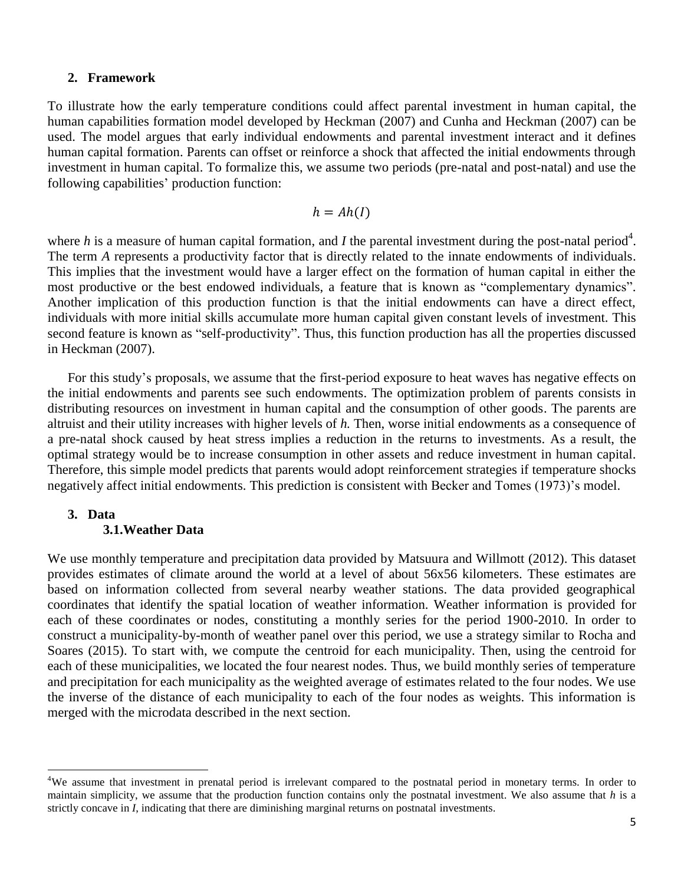## 2. Framework

To illustrate how the early temperature conditions could affect parental investment in human capital, the human capabilities formation model developed by Heckman (2007) and Cunha and Heckman (2007) can be used. The model argues that early individual endowments and parental investment interact and it defines human capital formation. Parents can offset or reinforce a shock that affected the initial endowments through investment in human capital. To formalize this, we assume two periods (pre-natal and post-natal) and use the following capabilities' production function:

$$h = Ah(I)$$

where $h$ is a measure of human capital formation, and $I$ the parental investment during the post-natal period[4]. The term $A$ represents a productivity factor that is directly related to the innate endowments of individuals. This implies that the investment would have a larger effect on the formation of human capital in either the most productive or the best endowed individuals, a feature that is known as "complementary dynamics". Another implication of this production function is that the initial endowments can have a direct effect, individuals with more initial skills accumulate more human capital given constant levels of investment. This second feature is known as "self-productivity". Thus, this function production has all the properties discussed in Heckman (2007).

For this study's proposals, we assume that the first-period exposure to heat waves has negative effects on the initial endowments and parents see such endowments. The optimization problem of parents consists in distributing resources on investment in human capital and the consumption of other goods. The parents are altruist and their utility increases with higher levels of *h.* Then, worse initial endowments as a consequence of a pre-natal shock caused by heat stress implies a reduction in the returns to investments. As a result, the optimal strategy would be to increase consumption in other assets and reduce investment in human capital. Therefore, this simple model predicts that parents would adopt reinforcement strategies if temperature shocks negatively affect initial endowments. This prediction is consistent with Becker and Tomes (1973)'s model.

## 3. Data

### 3.1. Weather Data

We use monthly temperature and precipitation data provided by Matsuura and Willmott (2012). This dataset provides estimates of climate around the world at a level of about 56x56 kilometers. These estimates are based on information collected from several nearby weather stations. The data provided geographical coordinates that identify the spatial location of weather information. Weather information is provided for each of these coordinates or nodes, constituting a monthly series for the period 1900-2010. In order to construct a municipality-by-month of weather panel over this period, we use a strategy similar to Rocha and Soares (2015). To start with, we compute the centroid for each municipality. Then, using the centroid for each of these municipalities, we located the four nearest nodes. Thus, we build monthly series of temperature and precipitation for each municipality as the weighted average of estimates related to the four nodes. We use the inverse of the distance of each municipality to each of the four nodes as weights. This information is merged with the microdata described in the next section.

---

[4]We assume that investment in prenatal period is irrelevant compared to the postnatal period in monetary terms. In order to maintain simplicity, we assume that the production function contains only the postnatal investment. We also assume that $h$ is a strictly concave in $I$, indicating that there are diminishing marginal returns on postnatal investments.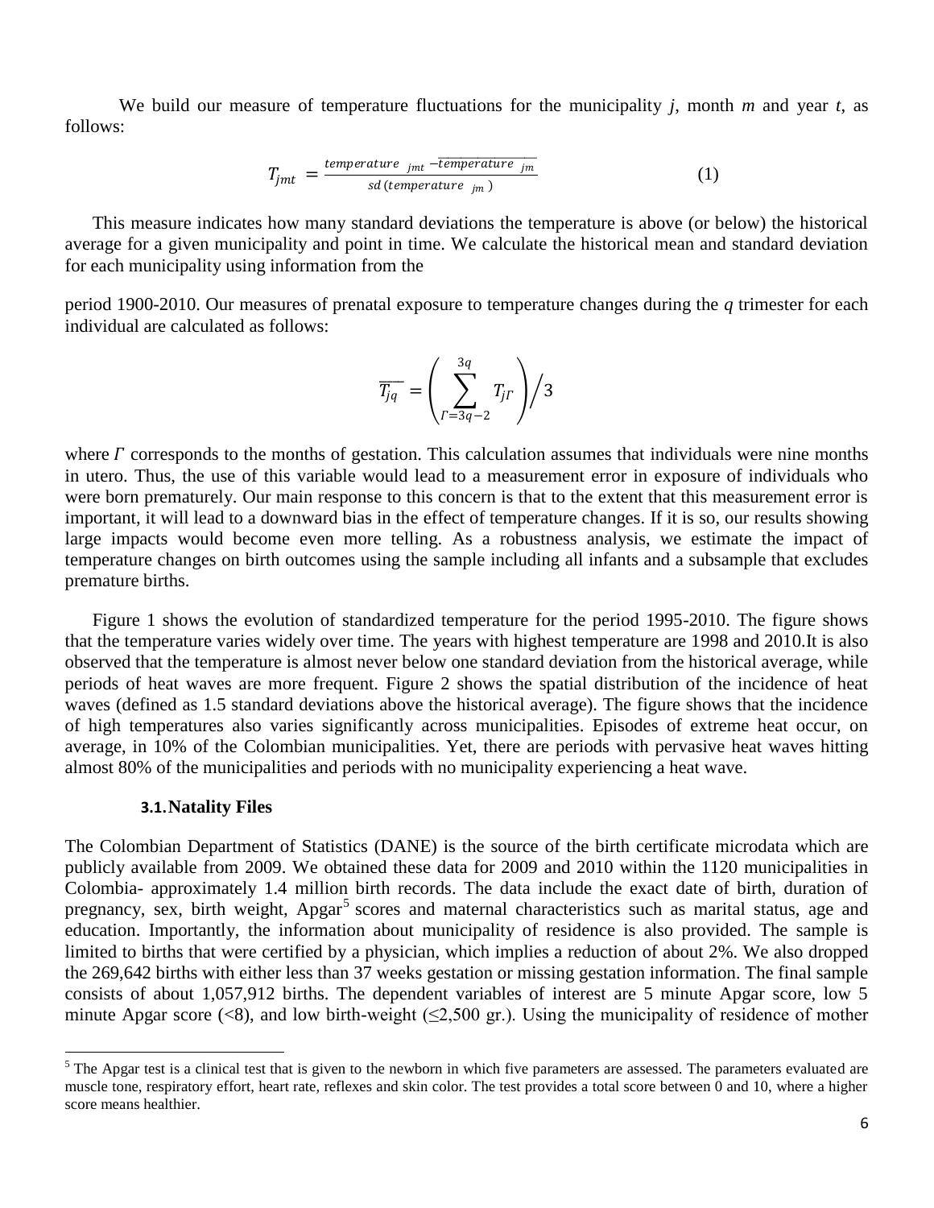We build our measure of temperature fluctuations for the municipality $j$, month $m$ and year $t$, as follows:

$$T_{jmt} = \frac{temperature_{jmt} - \overline{temperature_{jm}}}{sd(temperature_{jm})} \tag{1}$$

This measure indicates how many standard deviations the temperature is above (or below) the historical average for a given municipality and point in time. We calculate the historical mean and standard deviation for each municipality using information from the

period 1900-2010. Our measures of prenatal exposure to temperature changes during the $q$ trimester for each individual are calculated as follows:

$$\overline{T_{jq}} = \left( \sum_{\Gamma=3q-2}^{3q} T_{j\Gamma} \right) \Big/ 3$$

where $\Gamma$ corresponds to the months of gestation. This calculation assumes that individuals were nine months in utero. Thus, the use of this variable would lead to a measurement error in exposure of individuals who were born prematurely. Our main response to this concern is that to the extent that this measurement error is important, it will lead to a downward bias in the effect of temperature changes. If it is so, our results showing large impacts would become even more telling. As a robustness analysis, we estimate the impact of temperature changes on birth outcomes using the sample including all infants and a subsample that excludes premature births.

Figure 1 shows the evolution of standardized temperature for the period 1995-2010. The figure shows that the temperature varies widely over time. The years with highest temperature are 1998 and 2010.It is also observed that the temperature is almost never below one standard deviation from the historical average, while periods of heat waves are more frequent. Figure 2 shows the spatial distribution of the incidence of heat waves (defined as 1.5 standard deviations above the historical average). The figure shows that the incidence of high temperatures also varies significantly across municipalities. Episodes of extreme heat occur, on average, in 10% of the Colombian municipalities. Yet, there are periods with pervasive heat waves hitting almost 80% of the municipalities and periods with no municipality experiencing a heat wave.

### 3.1. Natality Files

The Colombian Department of Statistics (DANE) is the source of the birth certificate microdata which are publicly available from 2009. We obtained these data for 2009 and 2010 within the 1120 municipalities in Colombia- approximately 1.4 million birth records. The data include the exact date of birth, duration of pregnancy, sex, birth weight, Apgar[5] scores and maternal characteristics such as marital status, age and education. Importantly, the information about municipality of residence is also provided. The sample is limited to births that were certified by a physician, which implies a reduction of about 2%. We also dropped the 269,642 births with either less than 37 weeks gestation or missing gestation information. The final sample consists of about 1,057,912 births. The dependent variables of interest are 5 minute Apgar score, low 5 minute Apgar score (<8), and low birth-weight (≤2,500 gr.). Using the municipality of residence of mother

[5] The Apgar test is a clinical test that is given to the newborn in which five parameters are assessed. The parameters evaluated are muscle tone, respiratory effort, heart rate, reflexes and skin color. The test provides a total score between 0 and 10, where a higher score means healthier.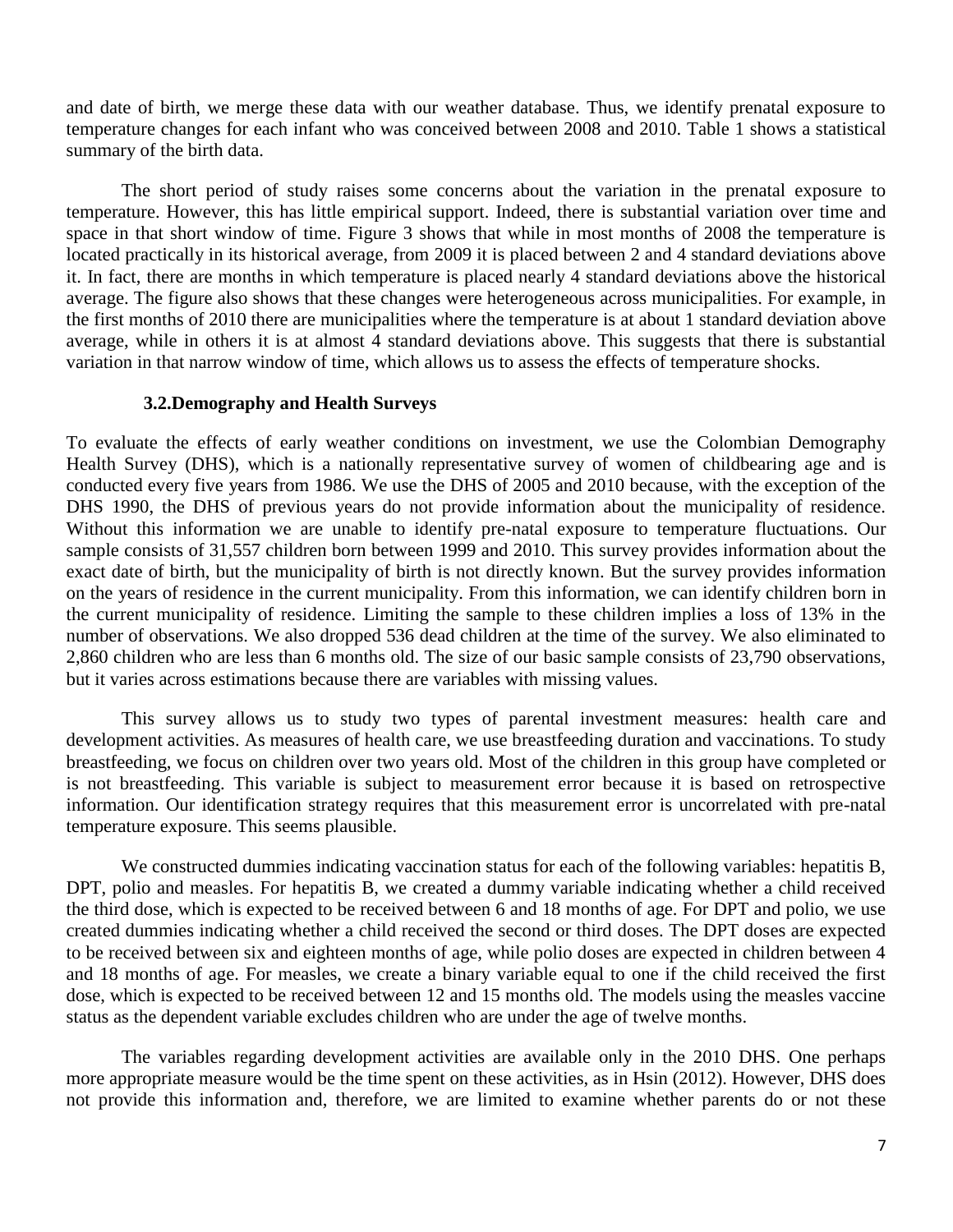and date of birth, we merge these data with our weather database. Thus, we identify prenatal exposure to temperature changes for each infant who was conceived between 2008 and 2010. Table 1 shows a statistical summary of the birth data.

The short period of study raises some concerns about the variation in the prenatal exposure to temperature. However, this has little empirical support. Indeed, there is substantial variation over time and space in that short window of time. Figure 3 shows that while in most months of 2008 the temperature is located practically in its historical average, from 2009 it is placed between 2 and 4 standard deviations above it. In fact, there are months in which temperature is placed nearly 4 standard deviations above the historical average. The figure also shows that these changes were heterogeneous across municipalities. For example, in the first months of 2010 there are municipalities where the temperature is at about 1 standard deviation above average, while in others it is at almost 4 standard deviations above. This suggests that there is substantial variation in that narrow window of time, which allows us to assess the effects of temperature shocks.

### 3.2. Demography and Health Surveys

To evaluate the effects of early weather conditions on investment, we use the Colombian Demography Health Survey (DHS), which is a nationally representative survey of women of childbearing age and is conducted every five years from 1986. We use the DHS of 2005 and 2010 because, with the exception of the DHS 1990, the DHS of previous years do not provide information about the municipality of residence. Without this information we are unable to identify pre-natal exposure to temperature fluctuations. Our sample consists of 31,557 children born between 1999 and 2010. This survey provides information about the exact date of birth, but the municipality of birth is not directly known. But the survey provides information on the years of residence in the current municipality. From this information, we can identify children born in the current municipality of residence. Limiting the sample to these children implies a loss of 13% in the number of observations. We also dropped 536 dead children at the time of the survey. We also eliminated to 2,860 children who are less than 6 months old. The size of our basic sample consists of 23,790 observations, but it varies across estimations because there are variables with missing values.

This survey allows us to study two types of parental investment measures: health care and development activities. As measures of health care, we use breastfeeding duration and vaccinations. To study breastfeeding, we focus on children over two years old. Most of the children in this group have completed or is not breastfeeding. This variable is subject to measurement error because it is based on retrospective information. Our identification strategy requires that this measurement error is uncorrelated with pre-natal temperature exposure. This seems plausible.

We constructed dummies indicating vaccination status for each of the following variables: hepatitis B, DPT, polio and measles. For hepatitis B, we created a dummy variable indicating whether a child received the third dose, which is expected to be received between 6 and 18 months of age. For DPT and polio, we use created dummies indicating whether a child received the second or third doses. The DPT doses are expected to be received between six and eighteen months of age, while polio doses are expected in children between 4 and 18 months of age. For measles, we create a binary variable equal to one if the child received the first dose, which is expected to be received between 12 and 15 months old. The models using the measles vaccine status as the dependent variable excludes children who are under the age of twelve months.

The variables regarding development activities are available only in the 2010 DHS. One perhaps more appropriate measure would be the time spent on these activities, as in Hsin (2012). However, DHS does not provide this information and, therefore, we are limited to examine whether parents do or not these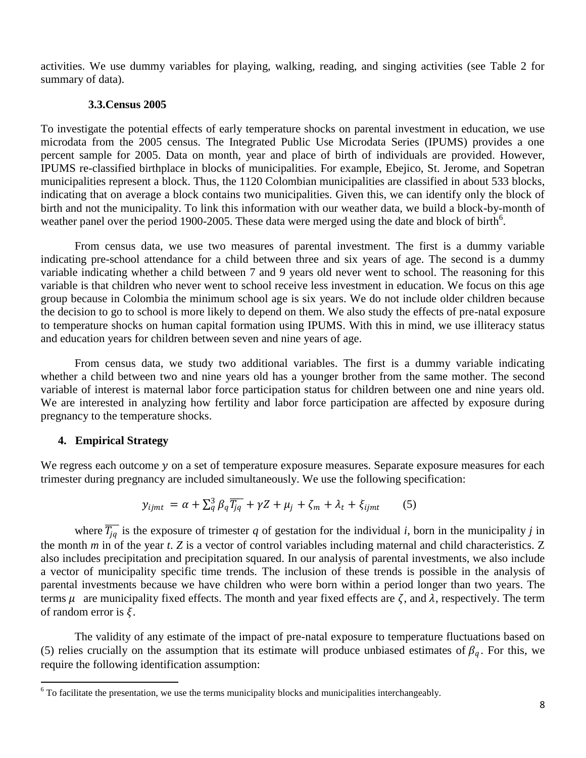activities. We use dummy variables for playing, walking, reading, and singing activities (see Table 2 for summary of data).

### 3.3. Census 2005

To investigate the potential effects of early temperature shocks on parental investment in education, we use microdata from the 2005 census. The Integrated Public Use Microdata Series (IPUMS) provides a one percent sample for 2005. Data on month, year and place of birth of individuals are provided. However, IPUMS re-classified birthplace in blocks of municipalities. For example, Ebejico, St. Jerome, and Sopetran municipalities represent a block. Thus, the 1120 Colombian municipalities are classified in about 533 blocks, indicating that on average a block contains two municipalities. Given this, we can identify only the block of birth and not the municipality. To link this information with our weather data, we build a block-by-month of weather panel over the period 1900-2005. These data were merged using the date and block of birth[6].

From census data, we use two measures of parental investment. The first is a dummy variable indicating pre-school attendance for a child between three and six years of age. The second is a dummy variable indicating whether a child between 7 and 9 years old never went to school. The reasoning for this variable is that children who never went to school receive less investment in education. We focus on this age group because in Colombia the minimum school age is six years. We do not include older children because the decision to go to school is more likely to depend on them. We also study the effects of pre-natal exposure to temperature shocks on human capital formation using IPUMS. With this in mind, we use illiteracy status and education years for children between seven and nine years of age.

From census data, we study two additional variables. The first is a dummy variable indicating whether a child between two and nine years old has a younger brother from the same mother. The second variable of interest is maternal labor force participation status for children between one and nine years old. We are interested in analyzing how fertility and labor force participation are affected by exposure during pregnancy to the temperature shocks.

## 4. Empirical Strategy

We regress each outcome $y$ on a set of temperature exposure measures. Separate exposure measures for each trimester during pregnancy are included simultaneously. We use the following specification:

$$y_{ijmt} = \alpha + \sum_{q}^{3} \beta_q \overline{T_{jq}} + \gamma Z + \mu_j + \zeta_m + \lambda_t + \xi_{ijmt} \qquad (5)$$

where $\overline{T_{jq}}$ is the exposure of trimester $q$ of gestation for the individual $i$, born in the municipality $j$ in the month $m$ in of the year $t$. $Z$ is a vector of control variables including maternal and child characteristics. Z also includes precipitation and precipitation squared. In our analysis of parental investments, we also include a vector of municipality specific time trends. The inclusion of these trends is possible in the analysis of parental investments because we have children who were born within a period longer than two years. The terms $\mu$ are municipality fixed effects. The month and year fixed effects are $\zeta$, and $\lambda$, respectively. The term of random error is $\xi$.

The validity of any estimate of the impact of pre-natal exposure to temperature fluctuations based on (5) relies crucially on the assumption that its estimate will produce unbiased estimates of $\beta_q$. For this, we require the following identification assumption:

[6] To facilitate the presentation, we use the terms municipality blocks and municipalities interchangeably.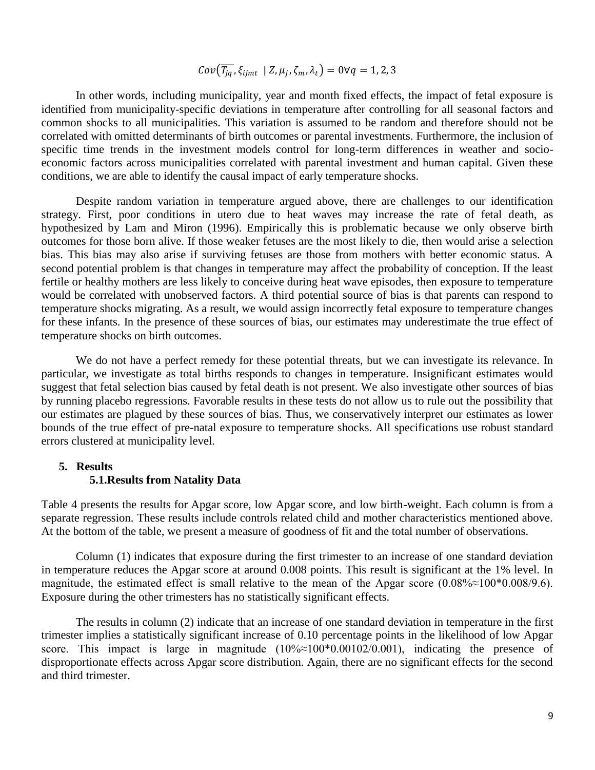$$Cov\left(\overline{T_{jq}}, \xi_{ijmt} \mid Z, \mu_j, \zeta_m, \lambda_t\right) = 0 \forall q = 1, 2, 3$$

In other words, including municipality, year and month fixed effects, the impact of fetal exposure is identified from municipality-specific deviations in temperature after controlling for all seasonal factors and common shocks to all municipalities. This variation is assumed to be random and therefore should not be correlated with omitted determinants of birth outcomes or parental investments. Furthermore, the inclusion of specific time trends in the investment models control for long-term differences in weather and socio-economic factors across municipalities correlated with parental investment and human capital. Given these conditions, we are able to identify the causal impact of early temperature shocks.

Despite random variation in temperature argued above, there are challenges to our identification strategy. First, poor conditions in utero due to heat waves may increase the rate of fetal death, as hypothesized by Lam and Miron (1996). Empirically this is problematic because we only observe birth outcomes for those born alive. If those weaker fetuses are the most likely to die, then would arise a selection bias. This bias may also arise if surviving fetuses are those from mothers with better economic status. A second potential problem is that changes in temperature may affect the probability of conception. If the least fertile or healthy mothers are less likely to conceive during heat wave episodes, then exposure to temperature would be correlated with unobserved factors. A third potential source of bias is that parents can respond to temperature shocks migrating. As a result, we would assign incorrectly fetal exposure to temperature changes for these infants. In the presence of these sources of bias, our estimates may underestimate the true effect of temperature shocks on birth outcomes.

We do not have a perfect remedy for these potential threats, but we can investigate its relevance. In particular, we investigate as total births responds to changes in temperature. Insignificant estimates would suggest that fetal selection bias caused by fetal death is not present. We also investigate other sources of bias by running placebo regressions. Favorable results in these tests do not allow us to rule out the possibility that our estimates are plagued by these sources of bias. Thus, we conservatively interpret our estimates as lower bounds of the true effect of pre-natal exposure to temperature shocks. All specifications use robust standard errors clustered at municipality level.

## 5. Results

### 5.1. Results from Natality Data

Table 4 presents the results for Apgar score, low Apgar score, and low birth-weight. Each column is from a separate regression. These results include controls related child and mother characteristics mentioned above. At the bottom of the table, we present a measure of goodness of fit and the total number of observations.

Column (1) indicates that exposure during the first trimester to an increase of one standard deviation in temperature reduces the Apgar score at around 0.008 points. This result is significant at the 1% level. In magnitude, the estimated effect is small relative to the mean of the Apgar score (0.08%≈100*0.008/9.6). Exposure during the other trimesters has no statistically significant effects.

The results in column (2) indicate that an increase of one standard deviation in temperature in the first trimester implies a statistically significant increase of 0.10 percentage points in the likelihood of low Apgar score. This impact is large in magnitude (10%≈100*0.00102/0.001), indicating the presence of disproportionate effects across Apgar score distribution. Again, there are no significant effects for the second and third trimester.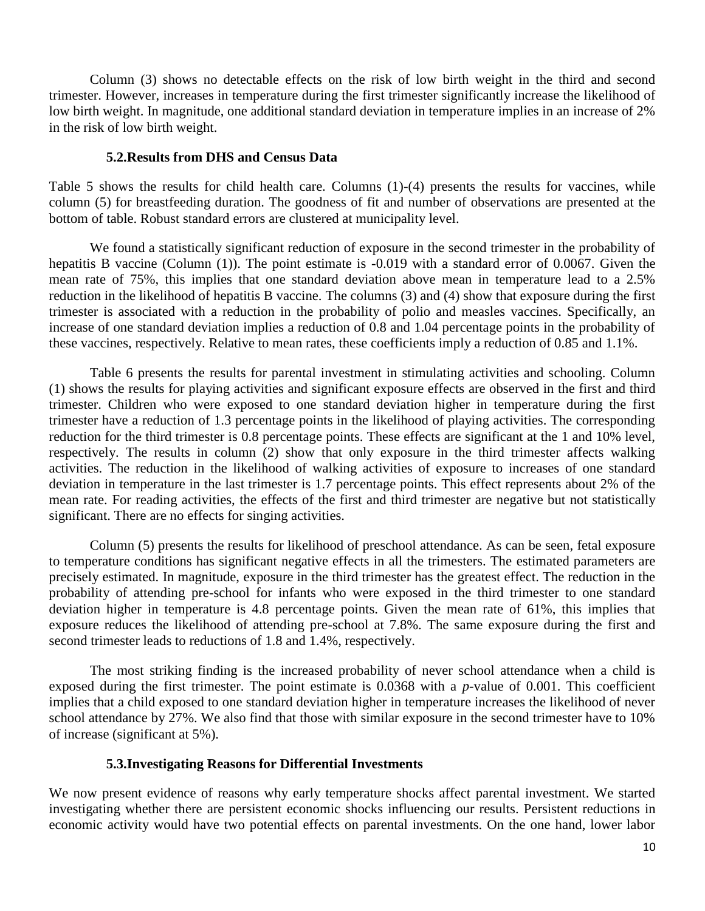Column (3) shows no detectable effects on the risk of low birth weight in the third and second trimester. However, increases in temperature during the first trimester significantly increase the likelihood of low birth weight. In magnitude, one additional standard deviation in temperature implies in an increase of 2% in the risk of low birth weight.

### 5.2. Results from DHS and Census Data

Table 5 shows the results for child health care. Columns (1)-(4) presents the results for vaccines, while column (5) for breastfeeding duration. The goodness of fit and number of observations are presented at the bottom of table. Robust standard errors are clustered at municipality level.

We found a statistically significant reduction of exposure in the second trimester in the probability of hepatitis B vaccine (Column (1)). The point estimate is -0.019 with a standard error of 0.0067. Given the mean rate of 75%, this implies that one standard deviation above mean in temperature lead to a 2.5% reduction in the likelihood of hepatitis B vaccine. The columns (3) and (4) show that exposure during the first trimester is associated with a reduction in the probability of polio and measles vaccines. Specifically, an increase of one standard deviation implies a reduction of 0.8 and 1.04 percentage points in the probability of these vaccines, respectively. Relative to mean rates, these coefficients imply a reduction of 0.85 and 1.1%.

Table 6 presents the results for parental investment in stimulating activities and schooling. Column (1) shows the results for playing activities and significant exposure effects are observed in the first and third trimester. Children who were exposed to one standard deviation higher in temperature during the first trimester have a reduction of 1.3 percentage points in the likelihood of playing activities. The corresponding reduction for the third trimester is 0.8 percentage points. These effects are significant at the 1 and 10% level, respectively. The results in column (2) show that only exposure in the third trimester affects walking activities. The reduction in the likelihood of walking activities of exposure to increases of one standard deviation in temperature in the last trimester is 1.7 percentage points. This effect represents about 2% of the mean rate. For reading activities, the effects of the first and third trimester are negative but not statistically significant. There are no effects for singing activities.

Column (5) presents the results for likelihood of preschool attendance. As can be seen, fetal exposure to temperature conditions has significant negative effects in all the trimesters. The estimated parameters are precisely estimated. In magnitude, exposure in the third trimester has the greatest effect. The reduction in the probability of attending pre-school for infants who were exposed in the third trimester to one standard deviation higher in temperature is 4.8 percentage points. Given the mean rate of 61%, this implies that exposure reduces the likelihood of attending pre-school at 7.8%. The same exposure during the first and second trimester leads to reductions of 1.8 and 1.4%, respectively.

The most striking finding is the increased probability of never school attendance when a child is exposed during the first trimester. The point estimate is 0.0368 with a *p*-value of 0.001. This coefficient implies that a child exposed to one standard deviation higher in temperature increases the likelihood of never school attendance by 27%. We also find that those with similar exposure in the second trimester have to 10% of increase (significant at 5%).

### 5.3. Investigating Reasons for Differential Investments

We now present evidence of reasons why early temperature shocks affect parental investment. We started investigating whether there are persistent economic shocks influencing our results. Persistent reductions in economic activity would have two potential effects on parental investments. On the one hand, lower labor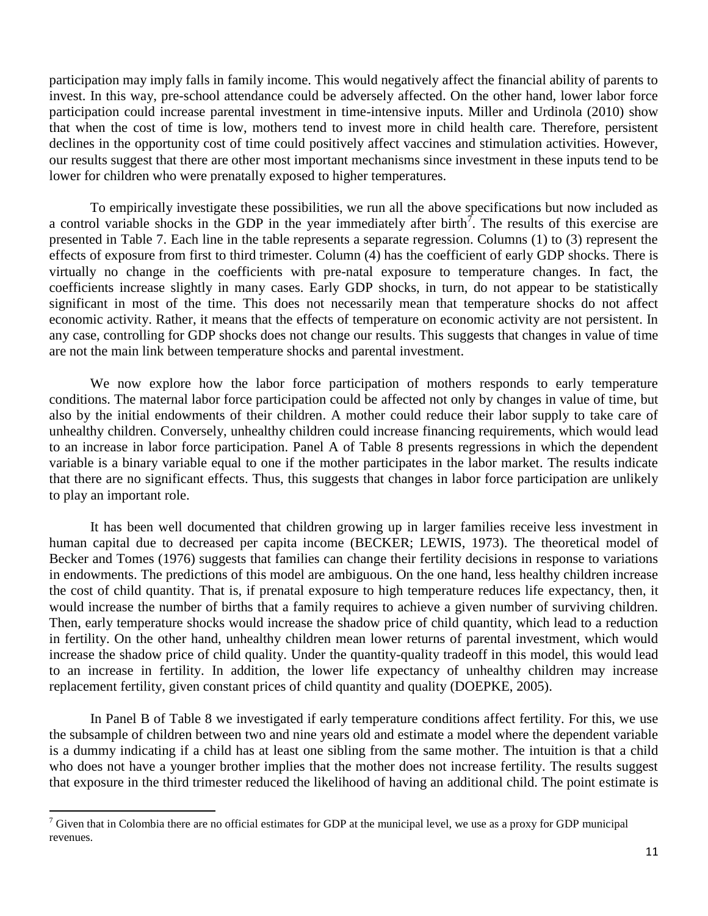participation may imply falls in family income. This would negatively affect the financial ability of parents to invest. In this way, pre-school attendance could be adversely affected. On the other hand, lower labor force participation could increase parental investment in time-intensive inputs. Miller and Urdinola (2010) show that when the cost of time is low, mothers tend to invest more in child health care. Therefore, persistent declines in the opportunity cost of time could positively affect vaccines and stimulation activities. However, our results suggest that there are other most important mechanisms since investment in these inputs tend to be lower for children who were prenatally exposed to higher temperatures.

To empirically investigate these possibilities, we run all the above specifications but now included as a control variable shocks in the GDP in the year immediately after birth[7]. The results of this exercise are presented in Table 7. Each line in the table represents a separate regression. Columns (1) to (3) represent the effects of exposure from first to third trimester. Column (4) has the coefficient of early GDP shocks. There is virtually no change in the coefficients with pre-natal exposure to temperature changes. In fact, the coefficients increase slightly in many cases. Early GDP shocks, in turn, do not appear to be statistically significant in most of the time. This does not necessarily mean that temperature shocks do not affect economic activity. Rather, it means that the effects of temperature on economic activity are not persistent. In any case, controlling for GDP shocks does not change our results. This suggests that changes in value of time are not the main link between temperature shocks and parental investment.

We now explore how the labor force participation of mothers responds to early temperature conditions. The maternal labor force participation could be affected not only by changes in value of time, but also by the initial endowments of their children. A mother could reduce their labor supply to take care of unhealthy children. Conversely, unhealthy children could increase financing requirements, which would lead to an increase in labor force participation. Panel A of Table 8 presents regressions in which the dependent variable is a binary variable equal to one if the mother participates in the labor market. The results indicate that there are no significant effects. Thus, this suggests that changes in labor force participation are unlikely to play an important role.

It has been well documented that children growing up in larger families receive less investment in human capital due to decreased per capita income (BECKER; LEWIS, 1973). The theoretical model of Becker and Tomes (1976) suggests that families can change their fertility decisions in response to variations in endowments. The predictions of this model are ambiguous. On the one hand, less healthy children increase the cost of child quantity. That is, if prenatal exposure to high temperature reduces life expectancy, then, it would increase the number of births that a family requires to achieve a given number of surviving children. Then, early temperature shocks would increase the shadow price of child quantity, which lead to a reduction in fertility. On the other hand, unhealthy children mean lower returns of parental investment, which would increase the shadow price of child quality. Under the quantity-quality tradeoff in this model, this would lead to an increase in fertility. In addition, the lower life expectancy of unhealthy children may increase replacement fertility, given constant prices of child quantity and quality (DOEPKE, 2005).

In Panel B of Table 8 we investigated if early temperature conditions affect fertility. For this, we use the subsample of children between two and nine years old and estimate a model where the dependent variable is a dummy indicating if a child has at least one sibling from the same mother. The intuition is that a child who does not have a younger brother implies that the mother does not increase fertility. The results suggest that exposure in the third trimester reduced the likelihood of having an additional child. The point estimate is

[7] Given that in Colombia there are no official estimates for GDP at the municipal level, we use as a proxy for GDP municipal revenues.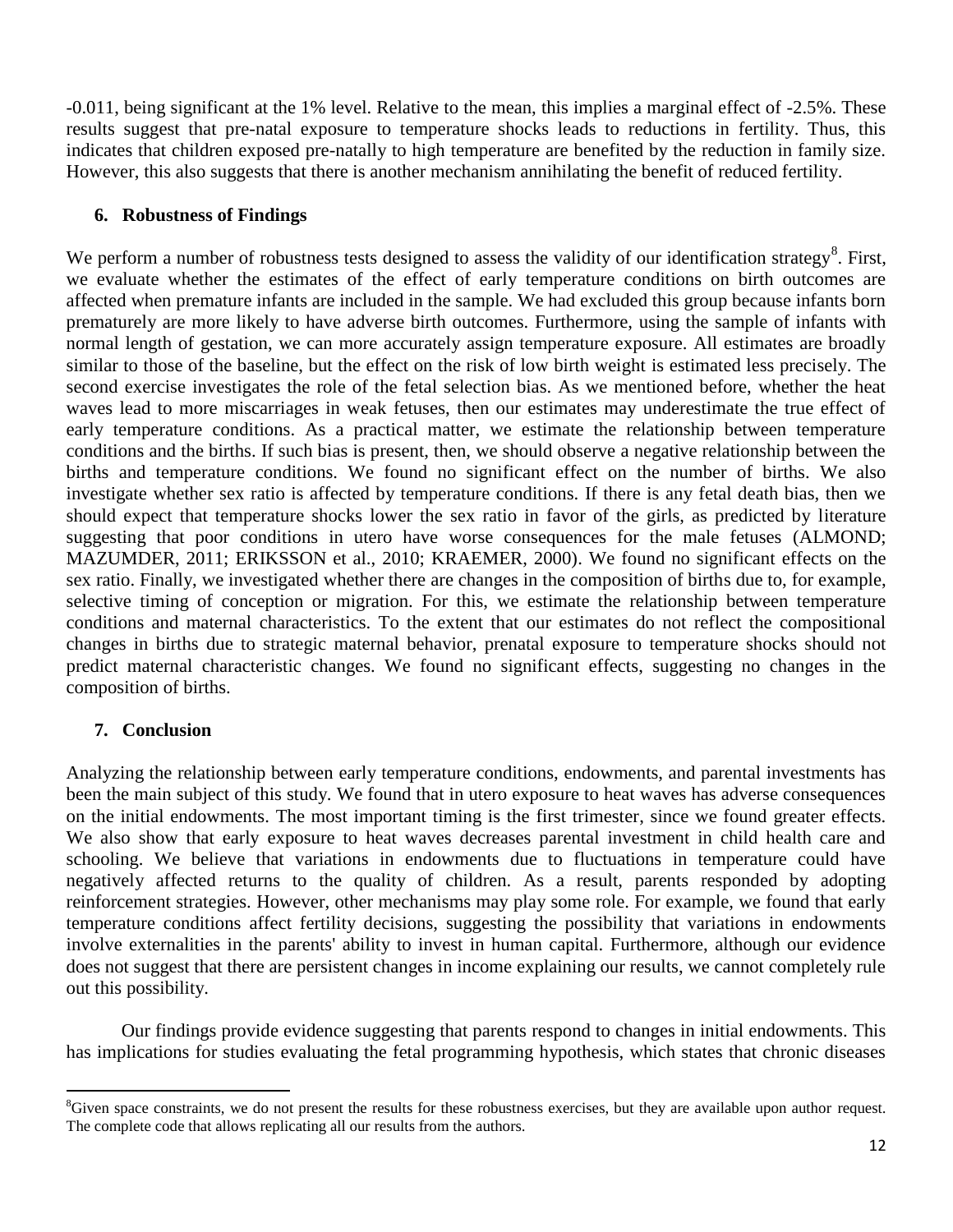-0.011, being significant at the 1% level. Relative to the mean, this implies a marginal effect of -2.5%. These results suggest that pre-natal exposure to temperature shocks leads to reductions in fertility. Thus, this indicates that children exposed pre-natally to high temperature are benefited by the reduction in family size. However, this also suggests that there is another mechanism annihilating the benefit of reduced fertility.

## 6. Robustness of Findings

We perform a number of robustness tests designed to assess the validity of our identification strategy[8]. First, we evaluate whether the estimates of the effect of early temperature conditions on birth outcomes are affected when premature infants are included in the sample. We had excluded this group because infants born prematurely are more likely to have adverse birth outcomes. Furthermore, using the sample of infants with normal length of gestation, we can more accurately assign temperature exposure. All estimates are broadly similar to those of the baseline, but the effect on the risk of low birth weight is estimated less precisely. The second exercise investigates the role of the fetal selection bias. As we mentioned before, whether the heat waves lead to more miscarriages in weak fetuses, then our estimates may underestimate the true effect of early temperature conditions. As a practical matter, we estimate the relationship between temperature conditions and the births. If such bias is present, then, we should observe a negative relationship between the births and temperature conditions. We found no significant effect on the number of births. We also investigate whether sex ratio is affected by temperature conditions. If there is any fetal death bias, then we should expect that temperature shocks lower the sex ratio in favor of the girls, as predicted by literature suggesting that poor conditions in utero have worse consequences for the male fetuses (ALMOND; MAZUMDER, 2011; ERIKSSON et al., 2010; KRAEMER, 2000). We found no significant effects on the sex ratio. Finally, we investigated whether there are changes in the composition of births due to, for example, selective timing of conception or migration. For this, we estimate the relationship between temperature conditions and maternal characteristics. To the extent that our estimates do not reflect the compositional changes in births due to strategic maternal behavior, prenatal exposure to temperature shocks should not predict maternal characteristic changes. We found no significant effects, suggesting no changes in the composition of births.

## 7. Conclusion

Analyzing the relationship between early temperature conditions, endowments, and parental investments has been the main subject of this study. We found that in utero exposure to heat waves has adverse consequences on the initial endowments. The most important timing is the first trimester, since we found greater effects. We also show that early exposure to heat waves decreases parental investment in child health care and schooling. We believe that variations in endowments due to fluctuations in temperature could have negatively affected returns to the quality of children. As a result, parents responded by adopting reinforcement strategies. However, other mechanisms may play some role. For example, we found that early temperature conditions affect fertility decisions, suggesting the possibility that variations in endowments involve externalities in the parents' ability to invest in human capital. Furthermore, although our evidence does not suggest that there are persistent changes in income explaining our results, we cannot completely rule out this possibility.

Our findings provide evidence suggesting that parents respond to changes in initial endowments. This has implications for studies evaluating the fetal programming hypothesis, which states that chronic diseases

---

[8] Given space constraints, we do not present the results for these robustness exercises, but they are available upon author request. The complete code that allows replicating all our results from the authors.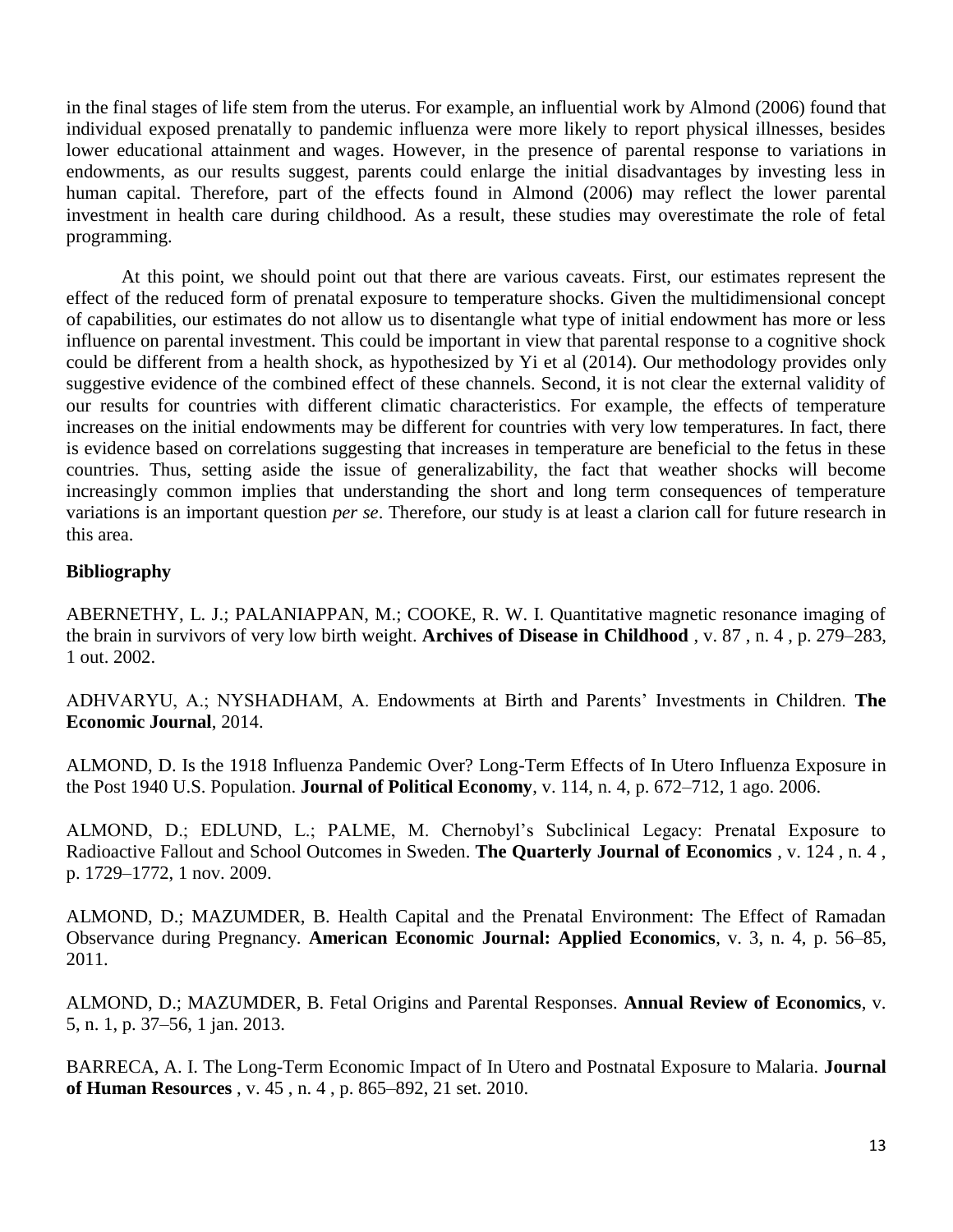in the final stages of life stem from the uterus. For example, an influential work by Almond (2006) found that individual exposed prenatally to pandemic influenza were more likely to report physical illnesses, besides lower educational attainment and wages. However, in the presence of parental response to variations in endowments, as our results suggest, parents could enlarge the initial disadvantages by investing less in human capital. Therefore, part of the effects found in Almond (2006) may reflect the lower parental investment in health care during childhood. As a result, these studies may overestimate the role of fetal programming.

At this point, we should point out that there are various caveats. First, our estimates represent the effect of the reduced form of prenatal exposure to temperature shocks. Given the multidimensional concept of capabilities, our estimates do not allow us to disentangle what type of initial endowment has more or less influence on parental investment. This could be important in view that parental response to a cognitive shock could be different from a health shock, as hypothesized by Yi et al (2014). Our methodology provides only suggestive evidence of the combined effect of these channels. Second, it is not clear the external validity of our results for countries with different climatic characteristics. For example, the effects of temperature increases on the initial endowments may be different for countries with very low temperatures. In fact, there is evidence based on correlations suggesting that increases in temperature are beneficial to the fetus in these countries. Thus, setting aside the issue of generalizability, the fact that weather shocks will become increasingly common implies that understanding the short and long term consequences of temperature variations is an important question *per se*. Therefore, our study is at least a clarion call for future research in this area.

**Bibliography**

ABERNETHY, L. J.; PALANIAPPAN, M.; COOKE, R. W. I. Quantitative magnetic resonance imaging of the brain in survivors of very low birth weight. **Archives of Disease in Childhood** , v. 87 , n. 4 , p. 279–283, 1 out. 2002.

ADHVARYU, A.; NYSHADHAM, A. Endowments at Birth and Parents' Investments in Children. **The Economic Journal**, 2014.

ALMOND, D. Is the 1918 Influenza Pandemic Over? Long-Term Effects of In Utero Influenza Exposure in the Post 1940 U.S. Population. **Journal of Political Economy**, v. 114, n. 4, p. 672–712, 1 ago. 2006.

ALMOND, D.; EDLUND, L.; PALME, M. Chernobyl's Subclinical Legacy: Prenatal Exposure to Radioactive Fallout and School Outcomes in Sweden. **The Quarterly Journal of Economics** , v. 124 , n. 4 , p. 1729–1772, 1 nov. 2009.

ALMOND, D.; MAZUMDER, B. Health Capital and the Prenatal Environment: The Effect of Ramadan Observance during Pregnancy. **American Economic Journal: Applied Economics**, v. 3, n. 4, p. 56–85, 2011.

ALMOND, D.; MAZUMDER, B. Fetal Origins and Parental Responses. **Annual Review of Economics**, v. 5, n. 1, p. 37–56, 1 jan. 2013.

BARRECA, A. I. The Long-Term Economic Impact of In Utero and Postnatal Exposure to Malaria. **Journal of Human Resources** , v. 45 , n. 4 , p. 865–892, 21 set. 2010.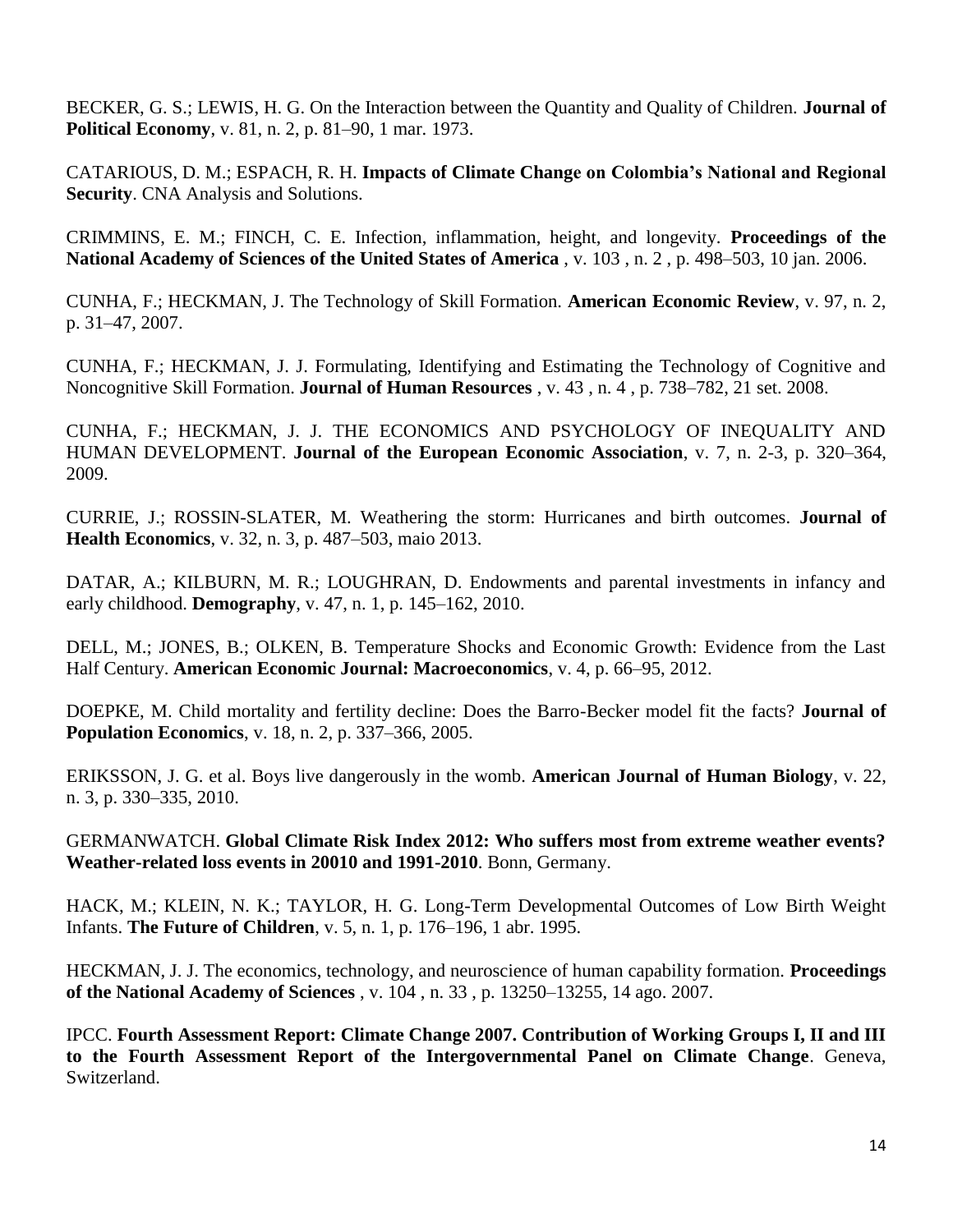BECKER, G. S.; LEWIS, H. G. On the Interaction between the Quantity and Quality of Children. **Journal of Political Economy**, v. 81, n. 2, p. 81–90, 1 mar. 1973.

CATARIOUS, D. M.; ESPACH, R. H. **Impacts of Climate Change on Colombia's National and Regional Security**. CNA Analysis and Solutions.

CRIMMINS, E. M.; FINCH, C. E. Infection, inflammation, height, and longevity. **Proceedings of the National Academy of Sciences of the United States of America** , v. 103 , n. 2 , p. 498–503, 10 jan. 2006.

CUNHA, F.; HECKMAN, J. The Technology of Skill Formation. **American Economic Review**, v. 97, n. 2, p. 31–47, 2007.

CUNHA, F.; HECKMAN, J. J. Formulating, Identifying and Estimating the Technology of Cognitive and Noncognitive Skill Formation. **Journal of Human Resources** , v. 43 , n. 4 , p. 738–782, 21 set. 2008.

CUNHA, F.; HECKMAN, J. J. THE ECONOMICS AND PSYCHOLOGY OF INEQUALITY AND HUMAN DEVELOPMENT. **Journal of the European Economic Association**, v. 7, n. 2-3, p. 320–364, 2009.

CURRIE, J.; ROSSIN-SLATER, M. Weathering the storm: Hurricanes and birth outcomes. **Journal of Health Economics**, v. 32, n. 3, p. 487–503, maio 2013.

DATAR, A.; KILBURN, M. R.; LOUGHRAN, D. Endowments and parental investments in infancy and early childhood. **Demography**, v. 47, n. 1, p. 145–162, 2010.

DELL, M.; JONES, B.; OLKEN, B. Temperature Shocks and Economic Growth: Evidence from the Last Half Century. **American Economic Journal: Macroeconomics**, v. 4, p. 66–95, 2012.

DOEPKE, M. Child mortality and fertility decline: Does the Barro-Becker model fit the facts? **Journal of Population Economics**, v. 18, n. 2, p. 337–366, 2005.

ERIKSSON, J. G. et al. Boys live dangerously in the womb. **American Journal of Human Biology**, v. 22, n. 3, p. 330–335, 2010.

GERMANWATCH. **Global Climate Risk Index 2012: Who suffers most from extreme weather events? Weather-related loss events in 20010 and 1991-2010**. Bonn, Germany.

HACK, M.; KLEIN, N. K.; TAYLOR, H. G. Long-Term Developmental Outcomes of Low Birth Weight Infants. **The Future of Children**, v. 5, n. 1, p. 176–196, 1 abr. 1995.

HECKMAN, J. J. The economics, technology, and neuroscience of human capability formation. **Proceedings of the National Academy of Sciences** , v. 104 , n. 33 , p. 13250–13255, 14 ago. 2007.

IPCC. **Fourth Assessment Report: Climate Change 2007. Contribution of Working Groups I, II and III to the Fourth Assessment Report of the Intergovernmental Panel on Climate Change**. Geneva, Switzerland.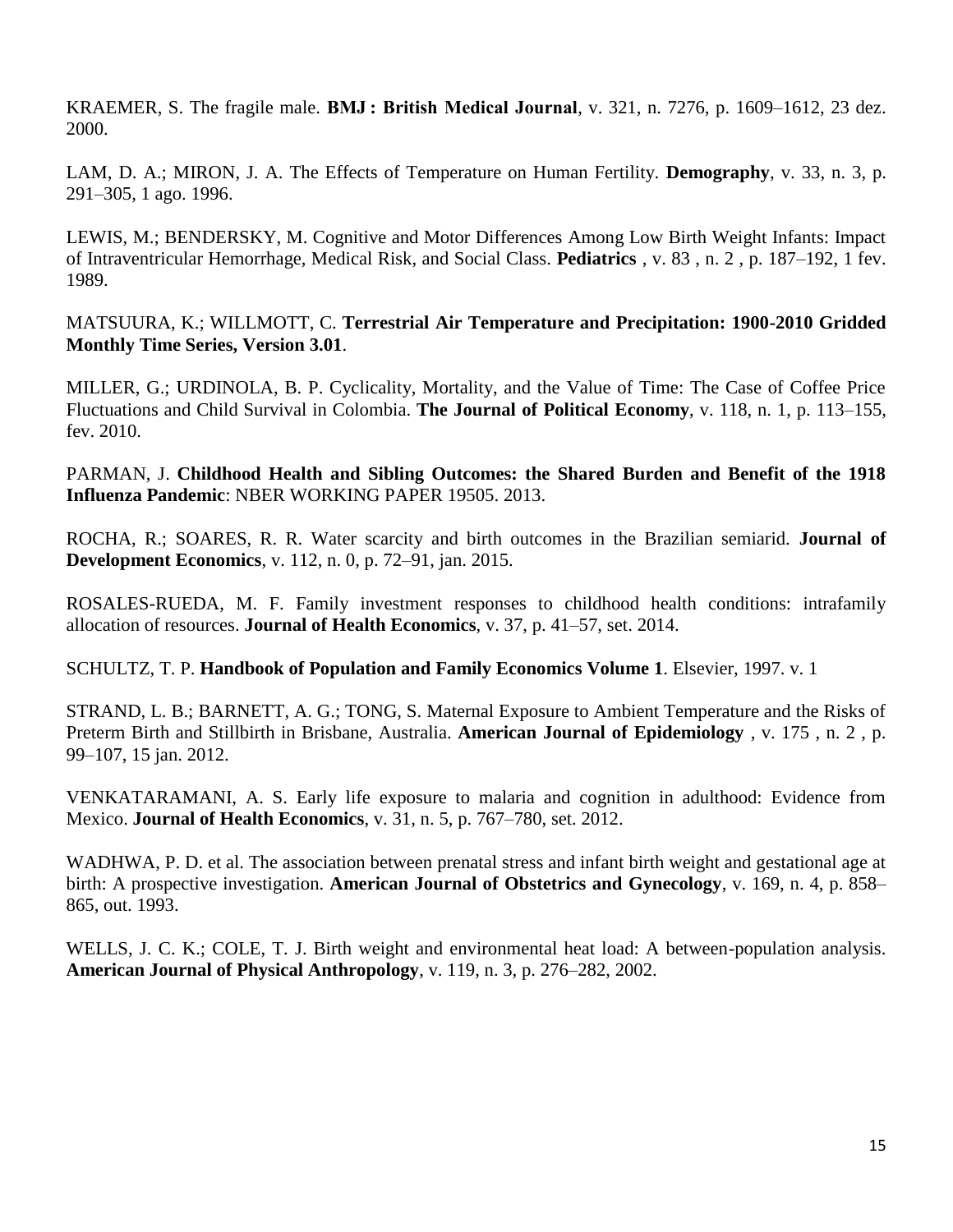KRAEMER, S. The fragile male. **BMJ : British Medical Journal**, v. 321, n. 7276, p. 1609–1612, 23 dez. 2000.

LAM, D. A.; MIRON, J. A. The Effects of Temperature on Human Fertility. **Demography**, v. 33, n. 3, p. 291–305, 1 ago. 1996.

LEWIS, M.; BENDERSKY, M. Cognitive and Motor Differences Among Low Birth Weight Infants: Impact of Intraventricular Hemorrhage, Medical Risk, and Social Class. **Pediatrics** , v. 83 , n. 2 , p. 187–192, 1 fev. 1989.

MATSUURA, K.; WILLMOTT, C. **Terrestrial Air Temperature and Precipitation: 1900-2010 Gridded Monthly Time Series, Version 3.01**.

MILLER, G.; URDINOLA, B. P. Cyclicality, Mortality, and the Value of Time: The Case of Coffee Price Fluctuations and Child Survival in Colombia. **The Journal of Political Economy**, v. 118, n. 1, p. 113–155, fev. 2010.

PARMAN, J. **Childhood Health and Sibling Outcomes: the Shared Burden and Benefit of the 1918 Influenza Pandemic**: NBER WORKING PAPER 19505. 2013.

ROCHA, R.; SOARES, R. R. Water scarcity and birth outcomes in the Brazilian semiarid. **Journal of Development Economics**, v. 112, n. 0, p. 72–91, jan. 2015.

ROSALES-RUEDA, M. F. Family investment responses to childhood health conditions: intrafamily allocation of resources. **Journal of Health Economics**, v. 37, p. 41–57, set. 2014.

SCHULTZ, T. P. **Handbook of Population and Family Economics Volume 1**. Elsevier, 1997. v. 1

STRAND, L. B.; BARNETT, A. G.; TONG, S. Maternal Exposure to Ambient Temperature and the Risks of Preterm Birth and Stillbirth in Brisbane, Australia. **American Journal of Epidemiology** , v. 175 , n. 2 , p. 99–107, 15 jan. 2012.

VENKATARAMANI, A. S. Early life exposure to malaria and cognition in adulthood: Evidence from Mexico. **Journal of Health Economics**, v. 31, n. 5, p. 767–780, set. 2012.

WADHWA, P. D. et al. The association between prenatal stress and infant birth weight and gestational age at birth: A prospective investigation. **American Journal of Obstetrics and Gynecology**, v. 169, n. 4, p. 858–865, out. 1993.

WELLS, J. C. K.; COLE, T. J. Birth weight and environmental heat load: A between-population analysis. **American Journal of Physical Anthropology**, v. 119, n. 3, p. 276–282, 2002.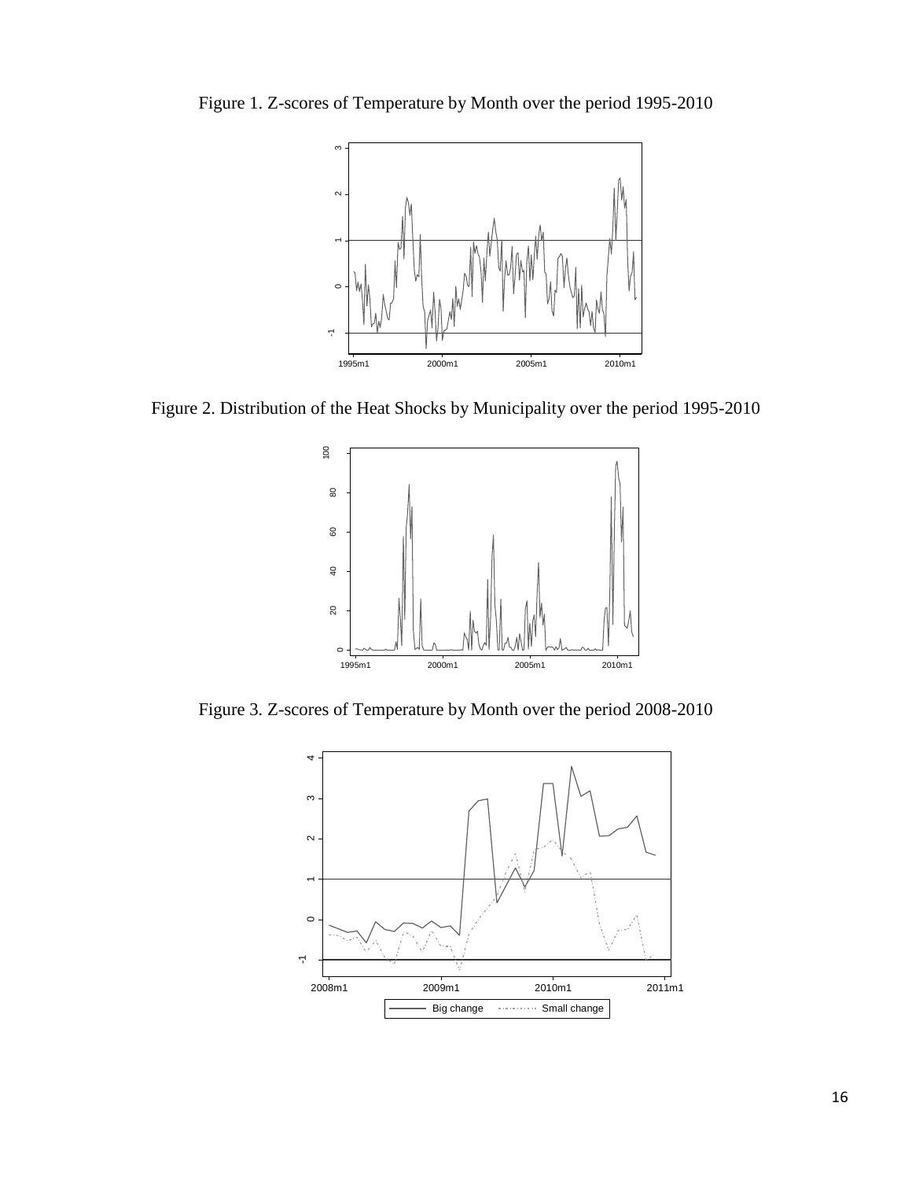Figure 1. Z-scores of Temperature by Month over the period 1995-2010

Figure 2. Distribution of the Heat Shocks by Municipality over the period 1995-2010

Figure 3. Z-scores of Temperature by Month over the period 2008-2010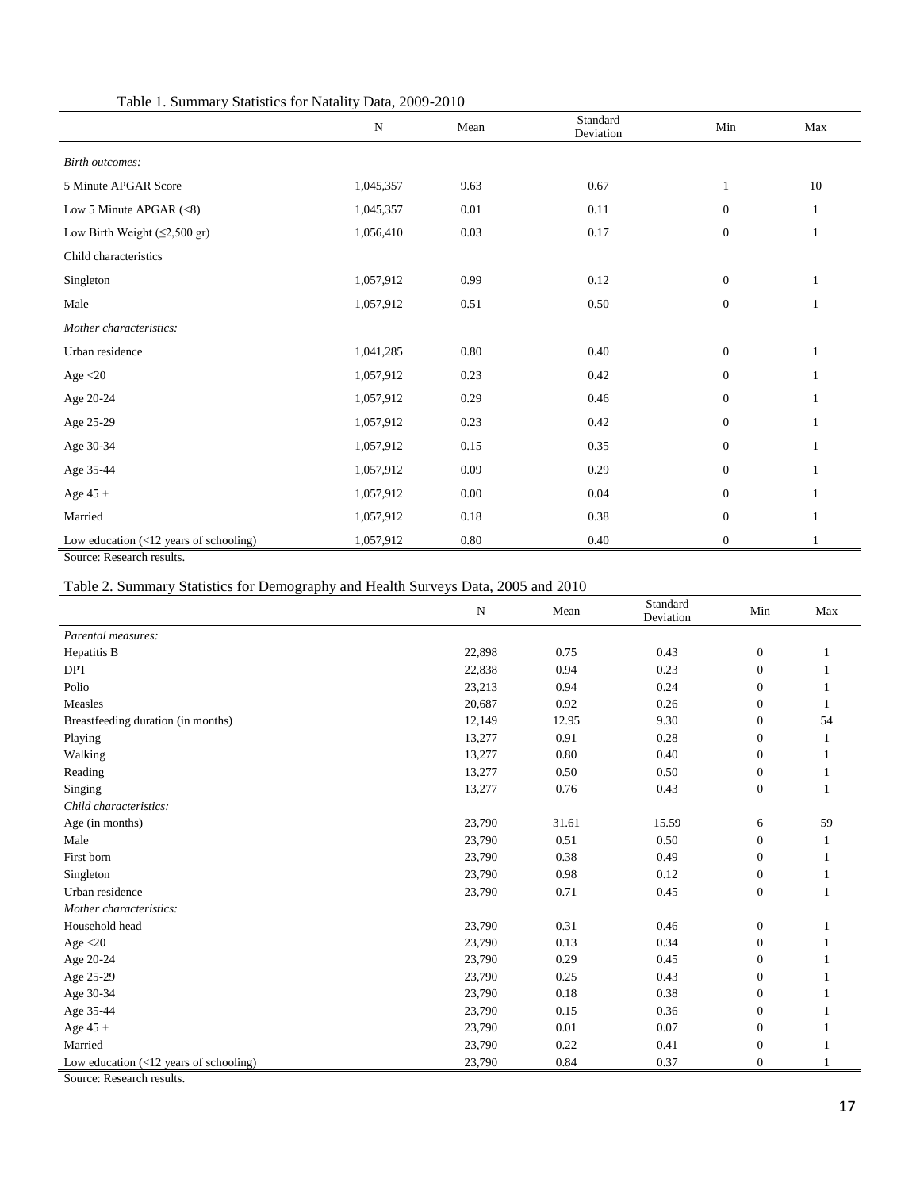Table 1. Summary Statistics for Natality Data, 2009-2010

| | N | Mean | Standard Deviation | Min | Max |
|---|---|---|---|---|---|
| *Birth outcomes:* | | | | | |
| 5 Minute APGAR Score | 1,045,357 | 9.63 | 0.67 | 1 | 10 |
| Low 5 Minute APGAR (<8) | 1,045,357 | 0.01 | 0.11 | 0 | 1 |
| Low Birth Weight (≤2,500 gr) | 1,056,410 | 0.03 | 0.17 | 0 | 1 |
| Child characteristics | | | | | |
| Singleton | 1,057,912 | 0.99 | 0.12 | 0 | 1 |
| Male | 1,057,912 | 0.51 | 0.50 | 0 | 1 |
| *Mother characteristics:* | | | | | |
| Urban residence | 1,041,285 | 0.80 | 0.40 | 0 | 1 |
| Age <20 | 1,057,912 | 0.23 | 0.42 | 0 | 1 |
| Age 20-24 | 1,057,912 | 0.29 | 0.46 | 0 | 1 |
| Age 25-29 | 1,057,912 | 0.23 | 0.42 | 0 | 1 |
| Age 30-34 | 1,057,912 | 0.15 | 0.35 | 0 | 1 |
| Age 35-44 | 1,057,912 | 0.09 | 0.29 | 0 | 1 |
| Age 45 + | 1,057,912 | 0.00 | 0.04 | 0 | 1 |
| Married | 1,057,912 | 0.18 | 0.38 | 0 | 1 |
| Low education (<12 years of schooling) | 1,057,912 | 0.80 | 0.40 | 0 | 1 |

Source: Research results.

Table 2. Summary Statistics for Demography and Health Surveys Data, 2005 and 2010

| | N | Mean | Standard Deviation | Min | Max |
|---|---|---|---|---|---|
| *Parental measures:* | | | | | |
| Hepatitis B | 22,898 | 0.75 | 0.43 | 0 | 1 |
| DPT | 22,838 | 0.94 | 0.23 | 0 | 1 |
| Polio | 23,213 | 0.94 | 0.24 | 0 | 1 |
| Measles | 20,687 | 0.92 | 0.26 | 0 | 1 |
| Breastfeeding duration (in months) | 12,149 | 12.95 | 9.30 | 0 | 54 |
| Playing | 13,277 | 0.91 | 0.28 | 0 | 1 |
| Walking | 13,277 | 0.80 | 0.40 | 0 | 1 |
| Reading | 13,277 | 0.50 | 0.50 | 0 | 1 |
| Singing | 13,277 | 0.76 | 0.43 | 0 | 1 |
| *Child characteristics:* | | | | | |
| Age (in months) | 23,790 | 31.61 | 15.59 | 6 | 59 |
| Male | 23,790 | 0.51 | 0.50 | 0 | 1 |
| First born | 23,790 | 0.38 | 0.49 | 0 | 1 |
| Singleton | 23,790 | 0.98 | 0.12 | 0 | 1 |
| Urban residence | 23,790 | 0.71 | 0.45 | 0 | 1 |
| *Mother characteristics:* | | | | | |
| Household head | 23,790 | 0.31 | 0.46 | 0 | 1 |
| Age <20 | 23,790 | 0.13 | 0.34 | 0 | 1 |
| Age 20-24 | 23,790 | 0.29 | 0.45 | 0 | 1 |
| Age 25-29 | 23,790 | 0.25 | 0.43 | 0 | 1 |
| Age 30-34 | 23,790 | 0.18 | 0.38 | 0 | 1 |
| Age 35-44 | 23,790 | 0.15 | 0.36 | 0 | 1 |
| Age 45 + | 23,790 | 0.01 | 0.07 | 0 | 1 |
| Married | 23,790 | 0.22 | 0.41 | 0 | 1 |
| Low education (<12 years of schooling) | 23,790 | 0.84 | 0.37 | 0 | 1 |

Source: Research results.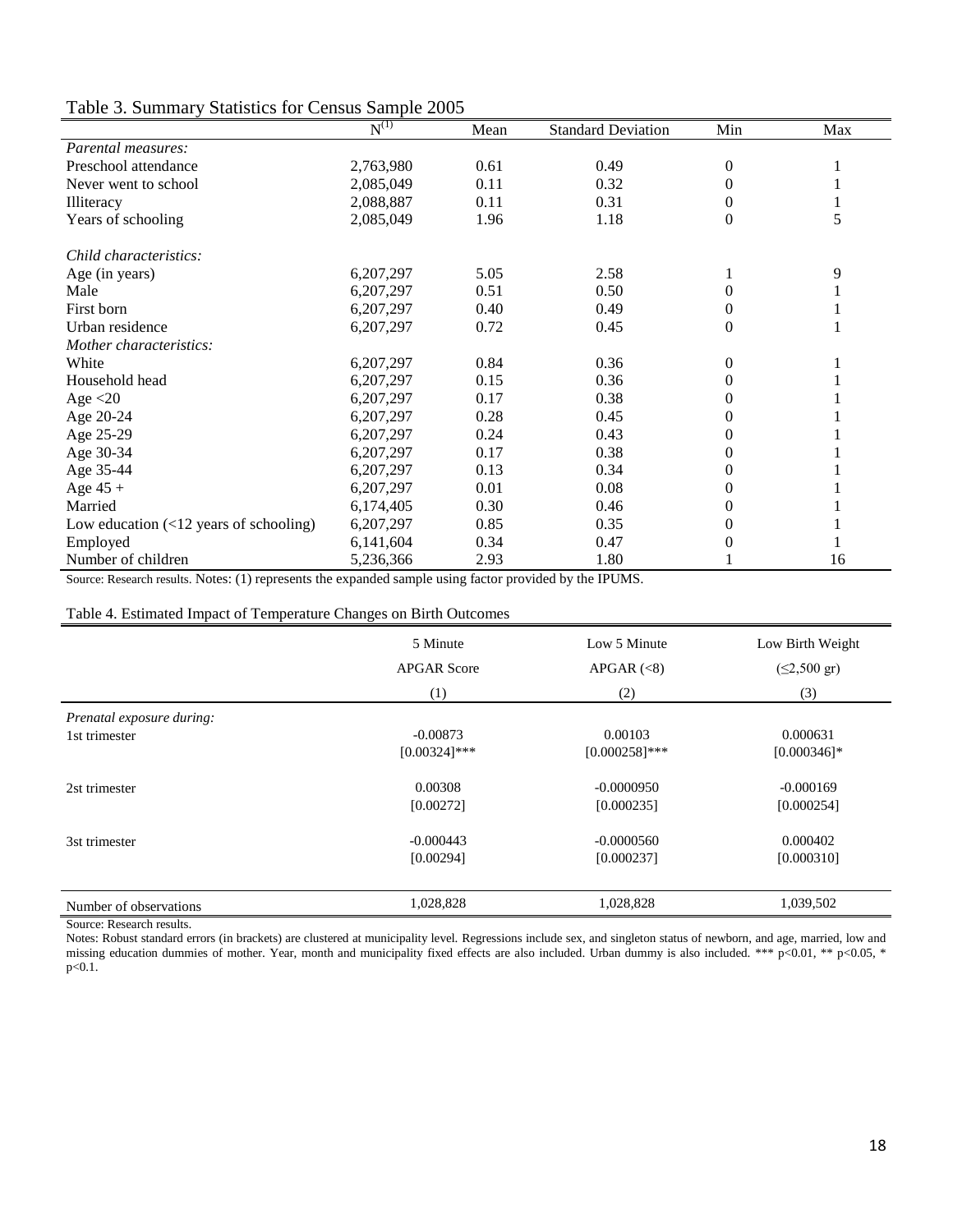Table 3. Summary Statistics for Census Sample 2005

| | N(1) | Mean | Standard Deviation | Min | Max |
|---|---|---|---|---|---|
| *Parental measures:* | | | | | |
| Preschool attendance | 2,763,980 | 0.61 | 0.49 | 0 | 1 |
| Never went to school | 2,085,049 | 0.11 | 0.32 | 0 | 1 |
| Illiteracy | 2,088,887 | 0.11 | 0.31 | 0 | 1 |
| Years of schooling | 2,085,049 | 1.96 | 1.18 | 0 | 5 |
| *Child characteristics:* | | | | | |
| Age (in years) | 6,207,297 | 5.05 | 2.58 | 1 | 9 |
| Male | 6,207,297 | 0.51 | 0.50 | 0 | 1 |
| First born | 6,207,297 | 0.40 | 0.49 | 0 | 1 |
| Urban residence | 6,207,297 | 0.72 | 0.45 | 0 | 1 |
| *Mother characteristics:* | | | | | |
| White | 6,207,297 | 0.84 | 0.36 | 0 | 1 |
| Household head | 6,207,297 | 0.15 | 0.36 | 0 | 1 |
| Age <20 | 6,207,297 | 0.17 | 0.38 | 0 | 1 |
| Age 20-24 | 6,207,297 | 0.28 | 0.45 | 0 | 1 |
| Age 25-29 | 6,207,297 | 0.24 | 0.43 | 0 | 1 |
| Age 30-34 | 6,207,297 | 0.17 | 0.38 | 0 | 1 |
| Age 35-44 | 6,207,297 | 0.13 | 0.34 | 0 | 1 |
| Age 45 + | 6,207,297 | 0.01 | 0.08 | 0 | 1 |
| Married | 6,174,405 | 0.30 | 0.46 | 0 | 1 |
| Low education (<12 years of schooling) | 6,207,297 | 0.85 | 0.35 | 0 | 1 |
| Employed | 6,141,604 | 0.34 | 0.47 | 0 | 1 |
| Number of children | 5,236,366 | 2.93 | 1.80 | 1 | 16 |

Source: Research results. Notes: (1) represents the expanded sample using factor provided by the IPUMS.

Table 4. Estimated Impact of Temperature Changes on Birth Outcomes

| | 5 Minute APGAR Score | Low 5 Minute APGAR (<8) | Low Birth Weight (≤2,500 gr) |
|---|---|---|---|
| | (1) | (2) | (3) |
| *Prenatal exposure during:* | | | |
| 1st trimester | -0.00873 | 0.00103 | 0.000631 |
| | [0.00324]*** | [0.000258]*** | [0.000346]* |
| 2st trimester | 0.00308 | -0.0000950 | -0.000169 |
| | [0.00272] | [0.000235] | [0.000254] |
| 3st trimester | -0.000443 | -0.0000560 | 0.000402 |
| | [0.00294] | [0.000237] | [0.000310] |
| Number of observations | 1,028,828 | 1,028,828 | 1,039,502 |

Source: Research results.

Notes: Robust standard errors (in brackets) are clustered at municipality level. Regressions include sex, and singleton status of newborn, and age, married, low and missing education dummies of mother. Year, month and municipality fixed effects are also included. Urban dummy is also included. *** p<0.01, ** p<0.05, * p<0.1.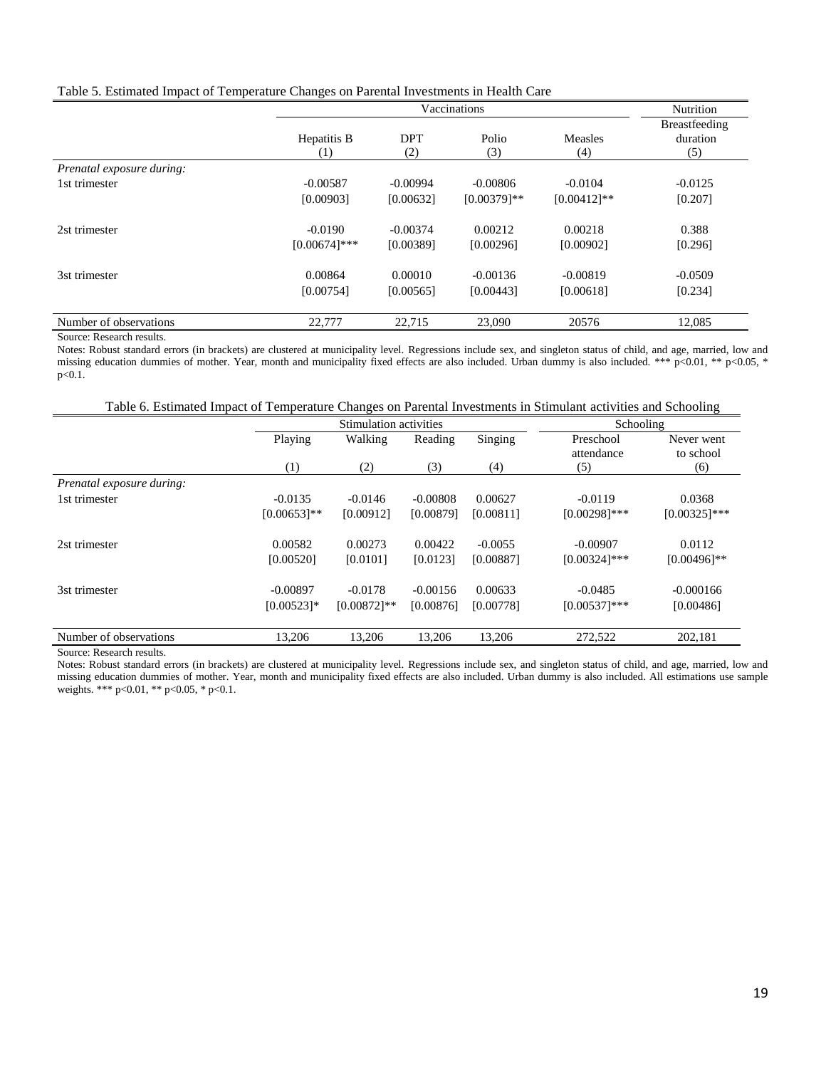Table 5. Estimated Impact of Temperature Changes on Parental Investments in Health Care

| | Vaccinations | | | | Nutrition |
|---|---|---|---|---|---|
| | Hepatitis B | DPT | Polio | Measles | Breastfeeding duration |
| | (1) | (2) | (3) | (4) | (5) |
| *Prenatal exposure during:* | | | | | |
| 1st trimester | -0.00587 | -0.00994 | -0.00806 | -0.0104 | -0.0125 |
| | [0.00903] | [0.00632] | [0.00379]** | [0.00412]** | [0.207] |
| 2st trimester | -0.0190 | -0.00374 | 0.00212 | 0.00218 | 0.388 |
| | [0.00674]*** | [0.00389] | [0.00296] | [0.00902] | [0.296] |
| 3st trimester | 0.00864 | 0.00010 | -0.00136 | -0.00819 | -0.0509 |
| | [0.00754] | [0.00565] | [0.00443] | [0.00618] | [0.234] |
| Number of observations | 22,777 | 22,715 | 23,090 | 20576 | 12,085 |

Source: Research results.

Notes: Robust standard errors (in brackets) are clustered at municipality level. Regressions include sex, and singleton status of child, and age, married, low and missing education dummies of mother. Year, month and municipality fixed effects are also included. Urban dummy is also included. *** p<0.01, ** p<0.05, * p<0.1.

Table 6. Estimated Impact of Temperature Changes on Parental Investments in Stimulant activities and Schooling

| | Stimulation activities | | | | Schooling | |
|---|---|---|---|---|---|---|
| | Playing | Walking | Reading | Singing | Preschool attendance | Never went to school |
| | (1) | (2) | (3) | (4) | (5) | (6) |
| *Prenatal exposure during:* | | | | | | |
| 1st trimester | -0.0135 | -0.0146 | -0.00808 | 0.00627 | -0.0119 | 0.0368 |
| | [0.00653]** | [0.00912] | [0.00879] | [0.00811] | [0.00298]*** | [0.00325]*** |
| 2st trimester | 0.00582 | 0.00273 | 0.00422 | -0.0055 | -0.00907 | 0.0112 |
| | [0.00520] | [0.0101] | [0.0123] | [0.00887] | [0.00324]*** | [0.00496]** |
| 3st trimester | -0.00897 | -0.0178 | -0.00156 | 0.00633 | -0.0485 | -0.000166 |
| | [0.00523]* | [0.00872]** | [0.00876] | [0.00778] | [0.00537]*** | [0.00486] |
| Number of observations | 13,206 | 13,206 | 13,206 | 13,206 | 272,522 | 202,181 |

Source: Research results.

Notes: Robust standard errors (in brackets) are clustered at municipality level. Regressions include sex, and singleton status of child, and age, married, low and missing education dummies of mother. Year, month and municipality fixed effects are also included. Urban dummy is also included. All estimations use sample weights. *** p<0.01, ** p<0.05, * p<0.1.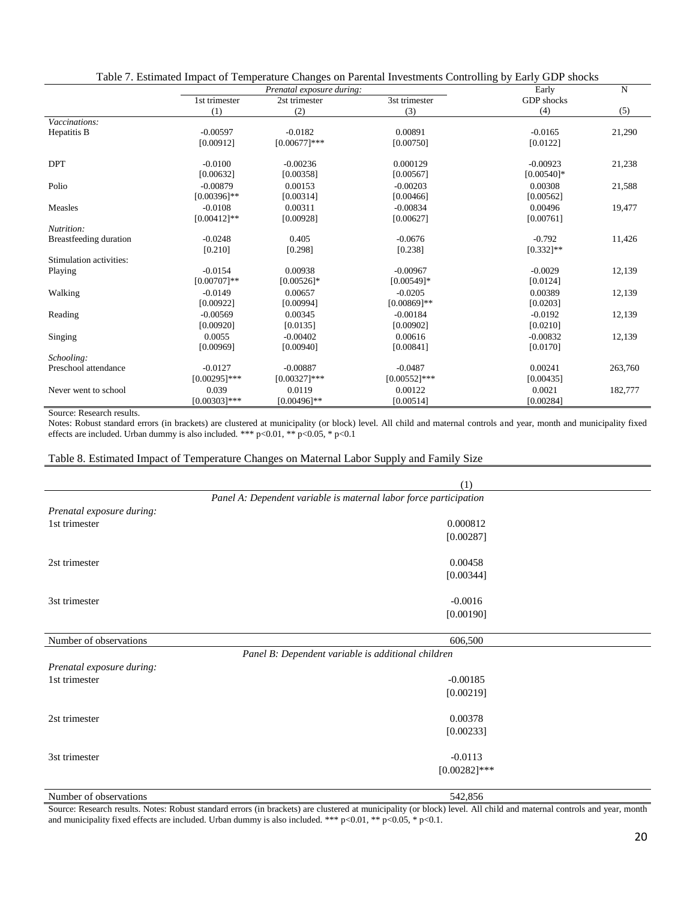Table 7. Estimated Impact of Temperature Changes on Parental Investments Controlling by Early GDP shocks

| | Prenatal exposure during: | | | Early GDP shocks | N |
|---|---|---|---|---|---|
| | 1st trimester | 2st trimester | 3st trimester | | |
| | (1) | (2) | (3) | (4) | (5) |
| *Vaccinations:* | | | | | |
| Hepatitis B | -0.00597 | -0.0182 | 0.00891 | -0.0165 | 21,290 |
| | [0.00912] | [0.00677]*** | [0.00750] | [0.0122] | |
| DPT | -0.0100 | -0.00236 | 0.000129 | -0.00923 | 21,238 |
| | [0.00632] | [0.00358] | [0.00567] | [0.00540]* | |
| Polio | -0.00879 | 0.00153 | -0.00203 | 0.00308 | 21,588 |
| | [0.00396]** | [0.00314] | [0.00466] | [0.00562] | |
| Measles | -0.0108 | 0.00311 | -0.00834 | 0.00496 | 19,477 |
| | [0.00412]** | [0.00928] | [0.00627] | [0.00761] | |
| *Nutrition:* | | | | | |
| Breastfeeding duration | -0.0248 | 0.405 | -0.0676 | -0.792 | 11,426 |
| | [0.210] | [0.298] | [0.238] | [0.332]** | |
| Stimulation activities: | | | | | |
| Playing | -0.0154 | 0.00938 | -0.00967 | -0.0029 | 12,139 |
| | [0.00707]** | [0.00526]* | [0.00549]* | [0.0124] | |
| Walking | -0.0149 | 0.00657 | -0.0205 | 0.00389 | 12,139 |
| | [0.00922] | [0.00994] | [0.00869]** | [0.0203] | |
| Reading | -0.00569 | 0.00345 | -0.00184 | -0.0192 | 12,139 |
| | [0.00920] | [0.0135] | [0.00902] | [0.0210] | |
| Singing | 0.0055 | -0.00402 | 0.00616 | -0.00832 | 12,139 |
| | [0.00969] | [0.00940] | [0.00841] | [0.0170] | |
| *Schooling:* | | | | | |
| Preschool attendance | -0.0127 | -0.00887 | -0.0487 | 0.00241 | 263,760 |
| | [0.00295]*** | [0.00327]*** | [0.00552]*** | [0.00435] | |
| Never went to school | 0.039 | 0.0119 | 0.00122 | 0.0021 | 182,777 |
| | [0.00303]*** | [0.00496]** | [0.00514] | [0.00284] | |

Source: Research results.

Notes: Robust standard errors (in brackets) are clustered at municipality (or block) level. All child and maternal controls and year, month and municipality fixed effects are included. Urban dummy is also included. *** p<0.01, ** p<0.05, * p<0.1

Table 8. Estimated Impact of Temperature Changes on Maternal Labor Supply and Family Size

| | (1) |
|---|---|
| *Panel A: Dependent variable is maternal labor force participation* | |
| *Prenatal exposure during:* | |
| 1st trimester | 0.000812 |
| | [0.00287] |
| 2st trimester | 0.00458 |
| | [0.00344] |
| 3st trimester | -0.0016 |
| | [0.00190] |
| Number of observations | 606,500 |
| *Panel B: Dependent variable is additional children* | |
| *Prenatal exposure during:* | |
| 1st trimester | -0.00185 |
| | [0.00219] |
| 2st trimester | 0.00378 |
| | [0.00233] |
| 3st trimester | -0.0113 |
| | [0.00282]*** |
| Number of observations | 542,856 |

Source: Research results. Notes: Robust standard errors (in brackets) are clustered at municipality (or block) level. All child and maternal controls and year, month and municipality fixed effects are included. Urban dummy is also included. *** p<0.01, ** p<0.05, * p<0.1.